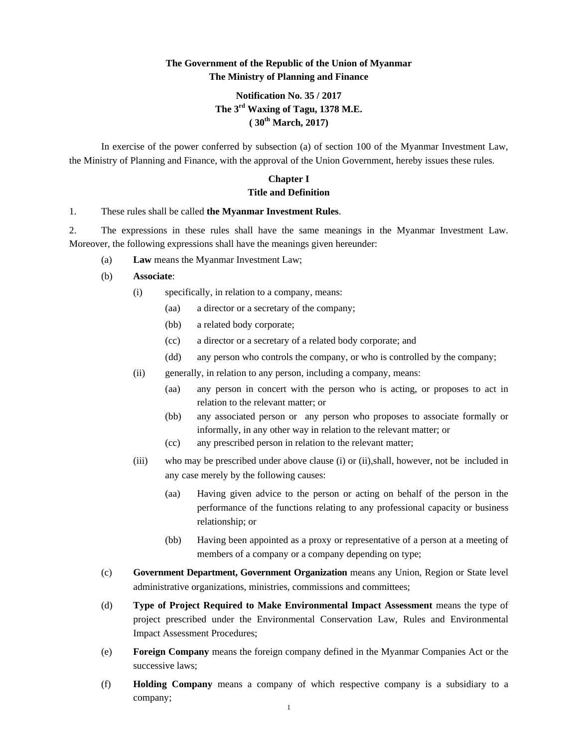**The Government of the Republic of the Union of Myanmar**
**The Ministry of Planning and Finance**

**Notification No. 35 / 2017**
**The 3rd Waxing of Tagu, 1378 M.E.**
**( 30th March, 2017)**

In exercise of the power conferred by subsection (a) of section 100 of the Myanmar Investment Law, the Ministry of Planning and Finance, with the approval of the Union Government, hereby issues these rules.

## Chapter I
## Title and Definition

1. These rules shall be called **the Myanmar Investment Rules**.

2. The expressions in these rules shall have the same meanings in the Myanmar Investment Law. Moreover, the following expressions shall have the meanings given hereunder:

   (a) **Law** means the Myanmar Investment Law;

   (b) **Associate**:

      (i) specifically, in relation to a company, means:

         (aa) a director or a secretary of the company;

         (bb) a related body corporate;

         (cc) a director or a secretary of a related body corporate; and

         (dd) any person who controls the company, or who is controlled by the company;

      (ii) generally, in relation to any person, including a company, means:

         (aa) any person in concert with the person who is acting, or proposes to act in relation to the relevant matter; or

         (bb) any associated person or any person who proposes to associate formally or informally, in any other way in relation to the relevant matter; or

         (cc) any prescribed person in relation to the relevant matter;

      (iii) who may be prescribed under above clause (i) or (ii),shall, however, not be included in any case merely by the following causes:

         (aa) Having given advice to the person or acting on behalf of the person in the performance of the functions relating to any professional capacity or business relationship; or

         (bb) Having been appointed as a proxy or representative of a person at a meeting of members of a company or a company depending on type;

   (c) **Government Department, Government Organization** means any Union, Region or State level administrative organizations, ministries, commissions and committees;

   (d) **Type of Project Required to Make Environmental Impact Assessment** means the type of project prescribed under the Environmental Conservation Law, Rules and Environmental Impact Assessment Procedures;

   (e) **Foreign Company** means the foreign company defined in the Myanmar Companies Act or the successive laws;

   (f) **Holding Company** means a company of which respective company is a subsidiary to a company;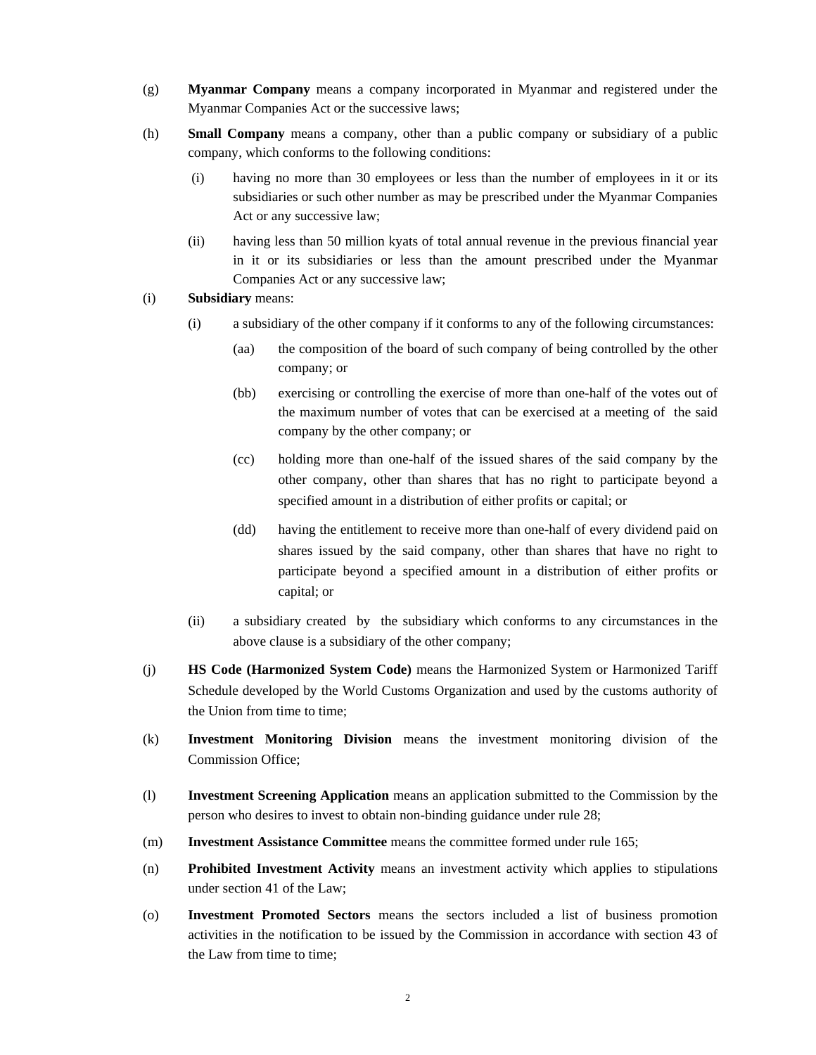(g) **Myanmar Company** means a company incorporated in Myanmar and registered under the Myanmar Companies Act or the successive laws;

(h) **Small Company** means a company, other than a public company or subsidiary of a public company, which conforms to the following conditions:

  (i) having no more than 30 employees or less than the number of employees in it or its subsidiaries or such other number as may be prescribed under the Myanmar Companies Act or any successive law;

  (ii) having less than 50 million kyats of total annual revenue in the previous financial year in it or its subsidiaries or less than the amount prescribed under the Myanmar Companies Act or any successive law;

(i) **Subsidiary** means:

  (i) a subsidiary of the other company if it conforms to any of the following circumstances:

    (aa) the composition of the board of such company of being controlled by the other company; or

    (bb) exercising or controlling the exercise of more than one-half of the votes out of the maximum number of votes that can be exercised at a meeting of the said company by the other company; or

    (cc) holding more than one-half of the issued shares of the said company by the other company, other than shares that has no right to participate beyond a specified amount in a distribution of either profits or capital; or

    (dd) having the entitlement to receive more than one-half of every dividend paid on shares issued by the said company, other than shares that have no right to participate beyond a specified amount in a distribution of either profits or capital; or

  (ii) a subsidiary created by the subsidiary which conforms to any circumstances in the above clause is a subsidiary of the other company;

(j) **HS Code (Harmonized System Code)** means the Harmonized System or Harmonized Tariff Schedule developed by the World Customs Organization and used by the customs authority of the Union from time to time;

(k) **Investment Monitoring Division** means the investment monitoring division of the Commission Office;

(l) **Investment Screening Application** means an application submitted to the Commission by the person who desires to invest to obtain non-binding guidance under rule 28;

(m) **Investment Assistance Committee** means the committee formed under rule 165;

(n) **Prohibited Investment Activity** means an investment activity which applies to stipulations under section 41 of the Law;

(o) **Investment Promoted Sectors** means the sectors included a list of business promotion activities in the notification to be issued by the Commission in accordance with section 43 of the Law from time to time;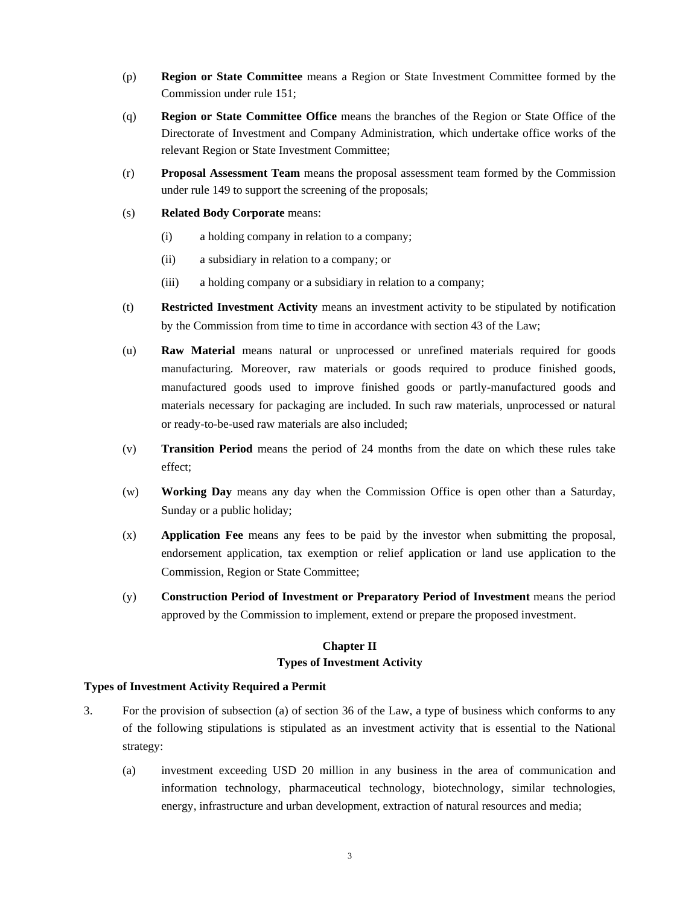(p) **Region or State Committee** means a Region or State Investment Committee formed by the Commission under rule 151;

(q) **Region or State Committee Office** means the branches of the Region or State Office of the Directorate of Investment and Company Administration, which undertake office works of the relevant Region or State Investment Committee;

(r) **Proposal Assessment Team** means the proposal assessment team formed by the Commission under rule 149 to support the screening of the proposals;

(s) **Related Body Corporate** means:

   (i) a holding company in relation to a company;

   (ii) a subsidiary in relation to a company; or

   (iii) a holding company or a subsidiary in relation to a company;

(t) **Restricted Investment Activity** means an investment activity to be stipulated by notification by the Commission from time to time in accordance with section 43 of the Law;

(u) **Raw Material** means natural or unprocessed or unrefined materials required for goods manufacturing. Moreover, raw materials or goods required to produce finished goods, manufactured goods used to improve finished goods or partly-manufactured goods and materials necessary for packaging are included. In such raw materials, unprocessed or natural or ready-to-be-used raw materials are also included;

(v) **Transition Period** means the period of 24 months from the date on which these rules take effect;

(w) **Working Day** means any day when the Commission Office is open other than a Saturday, Sunday or a public holiday;

(x) **Application Fee** means any fees to be paid by the investor when submitting the proposal, endorsement application, tax exemption or relief application or land use application to the Commission, Region or State Committee;

(y) **Construction Period of Investment or Preparatory Period of Investment** means the period approved by the Commission to implement, extend or prepare the proposed investment.

## Chapter II
## Types of Investment Activity

**Types of Investment Activity Required a Permit**

3. For the provision of subsection (a) of section 36 of the Law, a type of business which conforms to any of the following stipulations is stipulated as an investment activity that is essential to the National strategy:

   (a) investment exceeding USD 20 million in any business in the area of communication and information technology, pharmaceutical technology, biotechnology, similar technologies, energy, infrastructure and urban development, extraction of natural resources and media;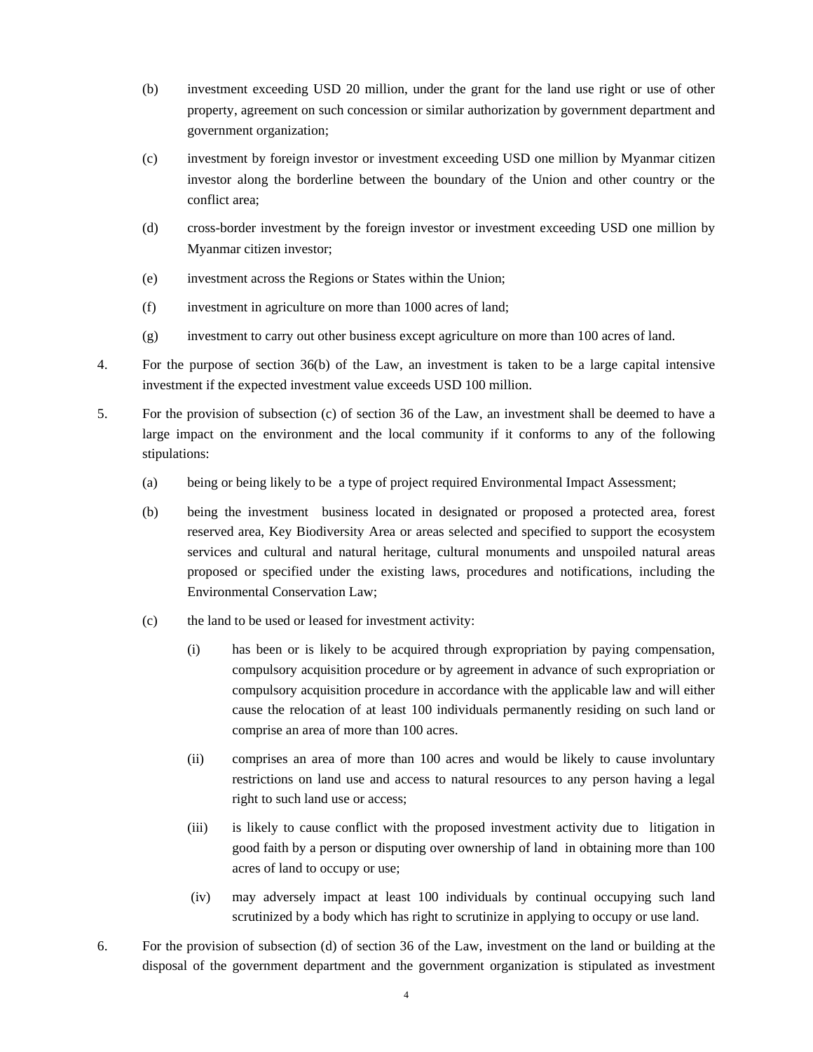(b) investment exceeding USD 20 million, under the grant for the land use right or use of other property, agreement on such concession or similar authorization by government department and government organization;

(c) investment by foreign investor or investment exceeding USD one million by Myanmar citizen investor along the borderline between the boundary of the Union and other country or the conflict area;

(d) cross-border investment by the foreign investor or investment exceeding USD one million by Myanmar citizen investor;

(e) investment across the Regions or States within the Union;

(f) investment in agriculture on more than 1000 acres of land;

(g) investment to carry out other business except agriculture on more than 100 acres of land.

4. For the purpose of section 36(b) of the Law, an investment is taken to be a large capital intensive investment if the expected investment value exceeds USD 100 million.

5. For the provision of subsection (c) of section 36 of the Law, an investment shall be deemed to have a large impact on the environment and the local community if it conforms to any of the following stipulations:

(a) being or being likely to be a type of project required Environmental Impact Assessment;

(b) being the investment business located in designated or proposed a protected area, forest reserved area, Key Biodiversity Area or areas selected and specified to support the ecosystem services and cultural and natural heritage, cultural monuments and unspoiled natural areas proposed or specified under the existing laws, procedures and notifications, including the Environmental Conservation Law;

(c) the land to be used or leased for investment activity:

(i) has been or is likely to be acquired through expropriation by paying compensation, compulsory acquisition procedure or by agreement in advance of such expropriation or compulsory acquisition procedure in accordance with the applicable law and will either cause the relocation of at least 100 individuals permanently residing on such land or comprise an area of more than 100 acres.

(ii) comprises an area of more than 100 acres and would be likely to cause involuntary restrictions on land use and access to natural resources to any person having a legal right to such land use or access;

(iii) is likely to cause conflict with the proposed investment activity due to litigation in good faith by a person or disputing over ownership of land in obtaining more than 100 acres of land to occupy or use;

(iv) may adversely impact at least 100 individuals by continual occupying such land scrutinized by a body which has right to scrutinize in applying to occupy or use land.

6. For the provision of subsection (d) of section 36 of the Law, investment on the land or building at the disposal of the government department and the government organization is stipulated as investment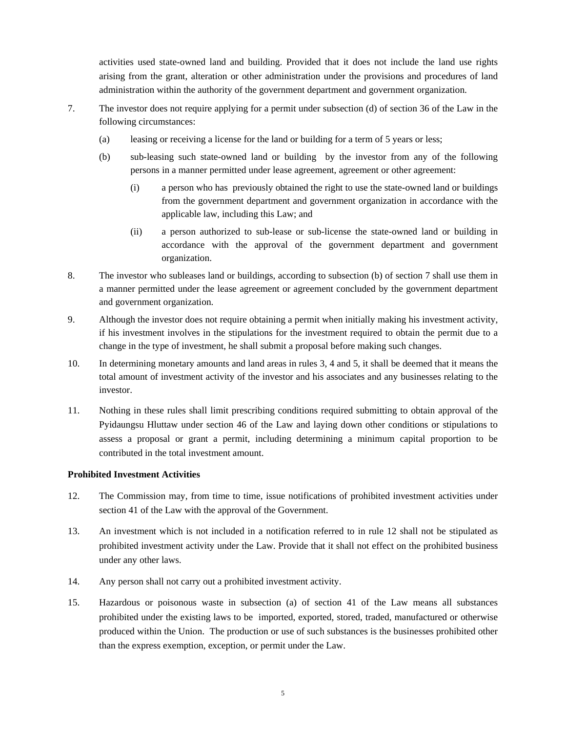activities used state-owned land and building. Provided that it does not include the land use rights arising from the grant, alteration or other administration under the provisions and procedures of land administration within the authority of the government department and government organization.

7. The investor does not require applying for a permit under subsection (d) of section 36 of the Law in the following circumstances:

   (a) leasing or receiving a license for the land or building for a term of 5 years or less;

   (b) sub-leasing such state-owned land or building by the investor from any of the following persons in a manner permitted under lease agreement, agreement or other agreement:

      (i) a person who has previously obtained the right to use the state-owned land or buildings from the government department and government organization in accordance with the applicable law, including this Law; and

      (ii) a person authorized to sub-lease or sub-license the state-owned land or building in accordance with the approval of the government department and government organization.

8. The investor who subleases land or buildings, according to subsection (b) of section 7 shall use them in a manner permitted under the lease agreement or agreement concluded by the government department and government organization.

9. Although the investor does not require obtaining a permit when initially making his investment activity, if his investment involves in the stipulations for the investment required to obtain the permit due to a change in the type of investment, he shall submit a proposal before making such changes.

10. In determining monetary amounts and land areas in rules 3, 4 and 5, it shall be deemed that it means the total amount of investment activity of the investor and his associates and any businesses relating to the investor.

11. Nothing in these rules shall limit prescribing conditions required submitting to obtain approval of the Pyidaungsu Hluttaw under section 46 of the Law and laying down other conditions or stipulations to assess a proposal or grant a permit, including determining a minimum capital proportion to be contributed in the total investment amount.

**Prohibited Investment Activities**

12. The Commission may, from time to time, issue notifications of prohibited investment activities under section 41 of the Law with the approval of the Government.

13. An investment which is not included in a notification referred to in rule 12 shall not be stipulated as prohibited investment activity under the Law. Provide that it shall not effect on the prohibited business under any other laws.

14. Any person shall not carry out a prohibited investment activity.

15. Hazardous or poisonous waste in subsection (a) of section 41 of the Law means all substances prohibited under the existing laws to be imported, exported, stored, traded, manufactured or otherwise produced within the Union. The production or use of such substances is the businesses prohibited other than the express exemption, exception, or permit under the Law.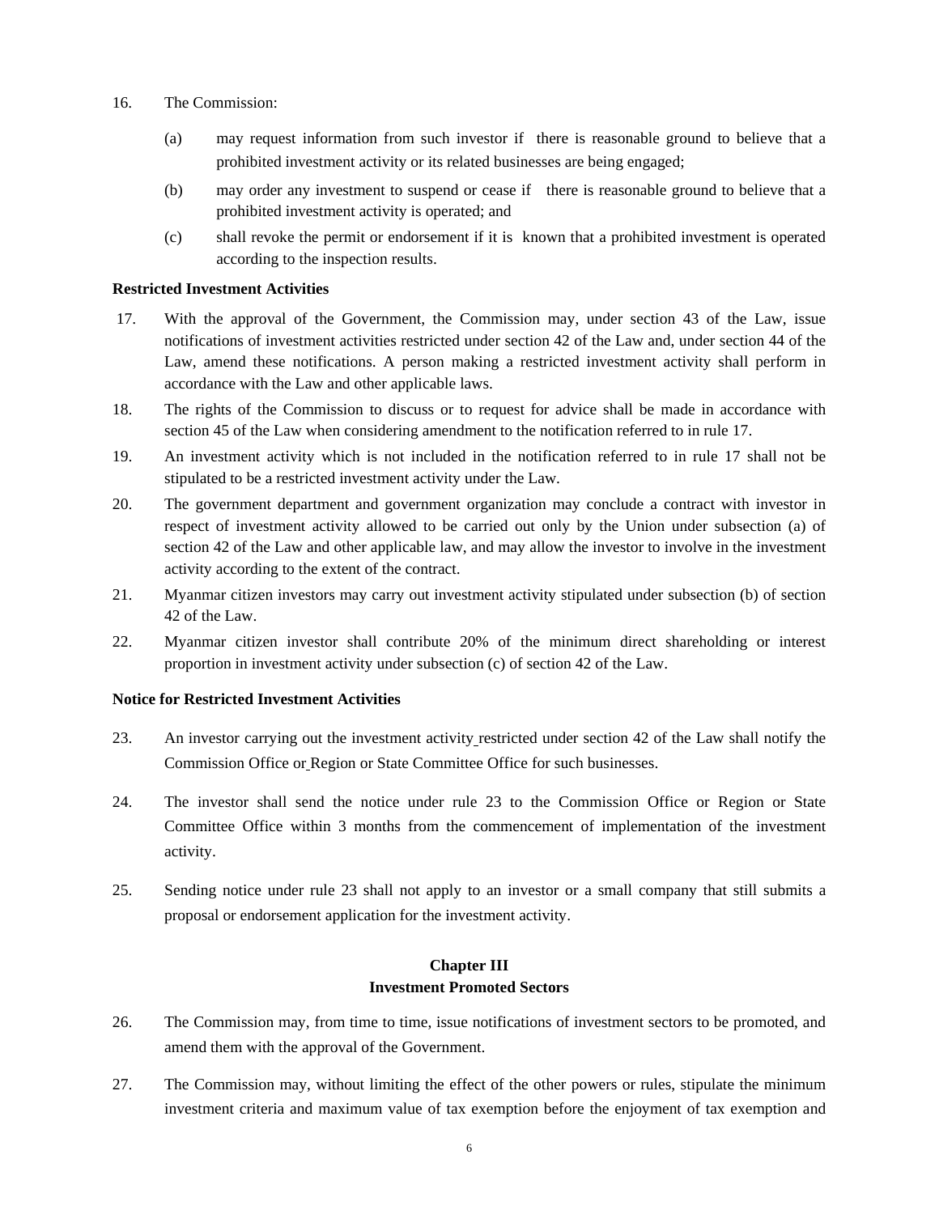16. The Commission:

    (a) may request information from such investor if there is reasonable ground to believe that a prohibited investment activity or its related businesses are being engaged;

    (b) may order any investment to suspend or cease if there is reasonable ground to believe that a prohibited investment activity is operated; and

    (c) shall revoke the permit or endorsement if it is known that a prohibited investment is operated according to the inspection results.

**Restricted Investment Activities**

17. With the approval of the Government, the Commission may, under section 43 of the Law, issue notifications of investment activities restricted under section 42 of the Law and, under section 44 of the Law, amend these notifications. A person making a restricted investment activity shall perform in accordance with the Law and other applicable laws.

18. The rights of the Commission to discuss or to request for advice shall be made in accordance with section 45 of the Law when considering amendment to the notification referred to in rule 17.

19. An investment activity which is not included in the notification referred to in rule 17 shall not be stipulated to be a restricted investment activity under the Law.

20. The government department and government organization may conclude a contract with investor in respect of investment activity allowed to be carried out only by the Union under subsection (a) of section 42 of the Law and other applicable law, and may allow the investor to involve in the investment activity according to the extent of the contract.

21. Myanmar citizen investors may carry out investment activity stipulated under subsection (b) of section 42 of the Law.

22. Myanmar citizen investor shall contribute 20% of the minimum direct shareholding or interest proportion in investment activity under subsection (c) of section 42 of the Law.

**Notice for Restricted Investment Activities**

23. An investor carrying out the investment activity restricted under section 42 of the Law shall notify the Commission Office or Region or State Committee Office for such businesses.

24. The investor shall send the notice under rule 23 to the Commission Office or Region or State Committee Office within 3 months from the commencement of implementation of the investment activity.

25. Sending notice under rule 23 shall not apply to an investor or a small company that still submits a proposal or endorsement application for the investment activity.

## Chapter III
## Investment Promoted Sectors

26. The Commission may, from time to time, issue notifications of investment sectors to be promoted, and amend them with the approval of the Government.

27. The Commission may, without limiting the effect of the other powers or rules, stipulate the minimum investment criteria and maximum value of tax exemption before the enjoyment of tax exemption and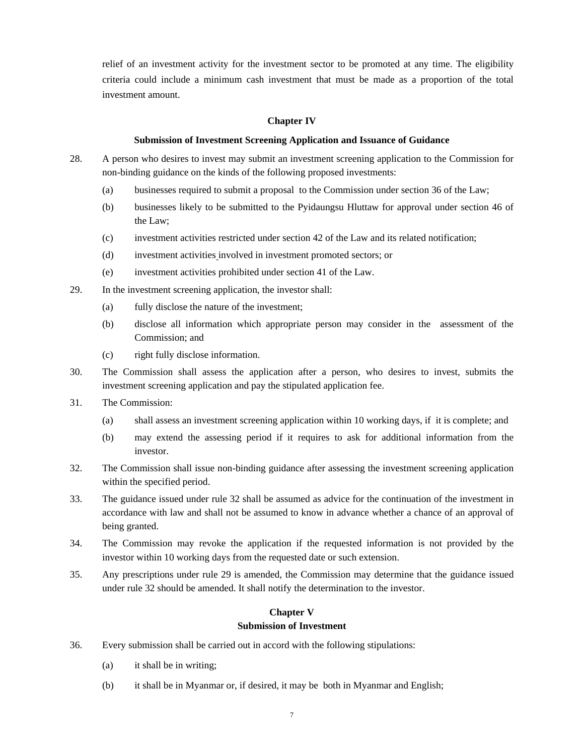relief of an investment activity for the investment sector to be promoted at any time. The eligibility criteria could include a minimum cash investment that must be made as a proportion of the total investment amount.

## Chapter IV

### Submission of Investment Screening Application and Issuance of Guidance

28. A person who desires to invest may submit an investment screening application to the Commission for non-binding guidance on the kinds of the following proposed investments:

    (a) businesses required to submit a proposal to the Commission under section 36 of the Law;

    (b) businesses likely to be submitted to the Pyidaungsu Hluttaw for approval under section 46 of the Law;

    (c) investment activities restricted under section 42 of the Law and its related notification;

    (d) investment activities involved in investment promoted sectors; or

    (e) investment activities prohibited under section 41 of the Law.

29. In the investment screening application, the investor shall:

    (a) fully disclose the nature of the investment;

    (b) disclose all information which appropriate person may consider in the assessment of the Commission; and

    (c) right fully disclose information.

30. The Commission shall assess the application after a person, who desires to invest, submits the investment screening application and pay the stipulated application fee.

31. The Commission:

    (a) shall assess an investment screening application within 10 working days, if it is complete; and

    (b) may extend the assessing period if it requires to ask for additional information from the investor.

32. The Commission shall issue non-binding guidance after assessing the investment screening application within the specified period.

33. The guidance issued under rule 32 shall be assumed as advice for the continuation of the investment in accordance with law and shall not be assumed to know in advance whether a chance of an approval of being granted.

34. The Commission may revoke the application if the requested information is not provided by the investor within 10 working days from the requested date or such extension.

35. Any prescriptions under rule 29 is amended, the Commission may determine that the guidance issued under rule 32 should be amended. It shall notify the determination to the investor.

## Chapter V

### Submission of Investment

36. Every submission shall be carried out in accord with the following stipulations:

    (a) it shall be in writing;

    (b) it shall be in Myanmar or, if desired, it may be both in Myanmar and English;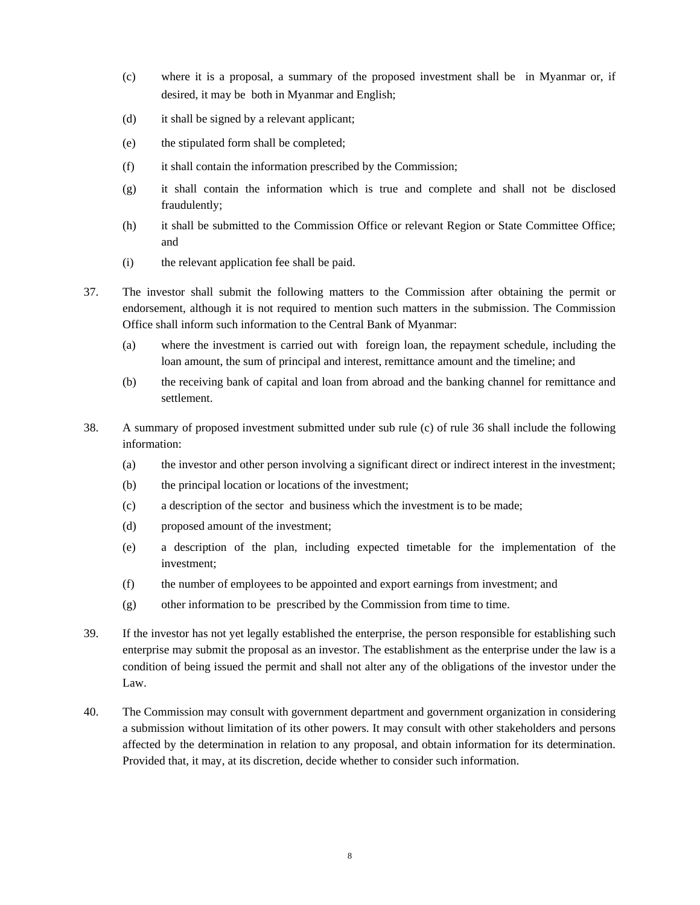(c) where it is a proposal, a summary of the proposed investment shall be in Myanmar or, if desired, it may be both in Myanmar and English;

(d) it shall be signed by a relevant applicant;

(e) the stipulated form shall be completed;

(f) it shall contain the information prescribed by the Commission;

(g) it shall contain the information which is true and complete and shall not be disclosed fraudulently;

(h) it shall be submitted to the Commission Office or relevant Region or State Committee Office; and

(i) the relevant application fee shall be paid.

37. The investor shall submit the following matters to the Commission after obtaining the permit or endorsement, although it is not required to mention such matters in the submission. The Commission Office shall inform such information to the Central Bank of Myanmar:

(a) where the investment is carried out with foreign loan, the repayment schedule, including the loan amount, the sum of principal and interest, remittance amount and the timeline; and

(b) the receiving bank of capital and loan from abroad and the banking channel for remittance and settlement.

38. A summary of proposed investment submitted under sub rule (c) of rule 36 shall include the following information:

(a) the investor and other person involving a significant direct or indirect interest in the investment;

(b) the principal location or locations of the investment;

(c) a description of the sector and business which the investment is to be made;

(d) proposed amount of the investment;

(e) a description of the plan, including expected timetable for the implementation of the investment;

(f) the number of employees to be appointed and export earnings from investment; and

(g) other information to be prescribed by the Commission from time to time.

39. If the investor has not yet legally established the enterprise, the person responsible for establishing such enterprise may submit the proposal as an investor. The establishment as the enterprise under the law is a condition of being issued the permit and shall not alter any of the obligations of the investor under the Law.

40. The Commission may consult with government department and government organization in considering a submission without limitation of its other powers. It may consult with other stakeholders and persons affected by the determination in relation to any proposal, and obtain information for its determination. Provided that, it may, at its discretion, decide whether to consider such information.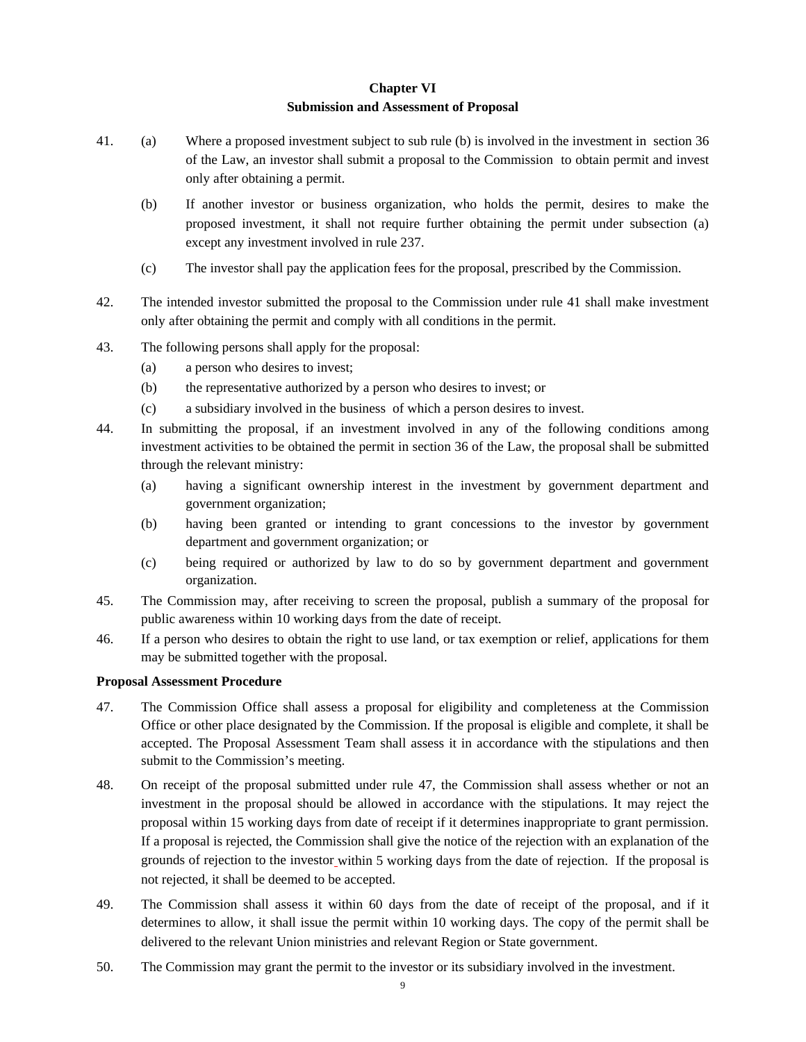## Chapter VI
## Submission and Assessment of Proposal

41. (a) Where a proposed investment subject to sub rule (b) is involved in the investment in section 36 of the Law, an investor shall submit a proposal to the Commission to obtain permit and invest only after obtaining a permit.

    (b) If another investor or business organization, who holds the permit, desires to make the proposed investment, it shall not require further obtaining the permit under subsection (a) except any investment involved in rule 237.

    (c) The investor shall pay the application fees for the proposal, prescribed by the Commission.

42. The intended investor submitted the proposal to the Commission under rule 41 shall make investment only after obtaining the permit and comply with all conditions in the permit.

43. The following persons shall apply for the proposal:
    (a) a person who desires to invest;
    (b) the representative authorized by a person who desires to invest; or
    (c) a subsidiary involved in the business of which a person desires to invest.

44. In submitting the proposal, if an investment involved in any of the following conditions among investment activities to be obtained the permit in section 36 of the Law, the proposal shall be submitted through the relevant ministry:
    (a) having a significant ownership interest in the investment by government department and government organization;
    (b) having been granted or intending to grant concessions to the investor by government department and government organization; or
    (c) being required or authorized by law to do so by government department and government organization.

45. The Commission may, after receiving to screen the proposal, publish a summary of the proposal for public awareness within 10 working days from the date of receipt.

46. If a person who desires to obtain the right to use land, or tax exemption or relief, applications for them may be submitted together with the proposal.

**Proposal Assessment Procedure**

47. The Commission Office shall assess a proposal for eligibility and completeness at the Commission Office or other place designated by the Commission. If the proposal is eligible and complete, it shall be accepted. The Proposal Assessment Team shall assess it in accordance with the stipulations and then submit to the Commission's meeting.

48. On receipt of the proposal submitted under rule 47, the Commission shall assess whether or not an investment in the proposal should be allowed in accordance with the stipulations. It may reject the proposal within 15 working days from date of receipt if it determines inappropriate to grant permission. If a proposal is rejected, the Commission shall give the notice of the rejection with an explanation of the grounds of rejection to the investor within 5 working days from the date of rejection. If the proposal is not rejected, it shall be deemed to be accepted.

49. The Commission shall assess it within 60 days from the date of receipt of the proposal, and if it determines to allow, it shall issue the permit within 10 working days. The copy of the permit shall be delivered to the relevant Union ministries and relevant Region or State government.

50. The Commission may grant the permit to the investor or its subsidiary involved in the investment.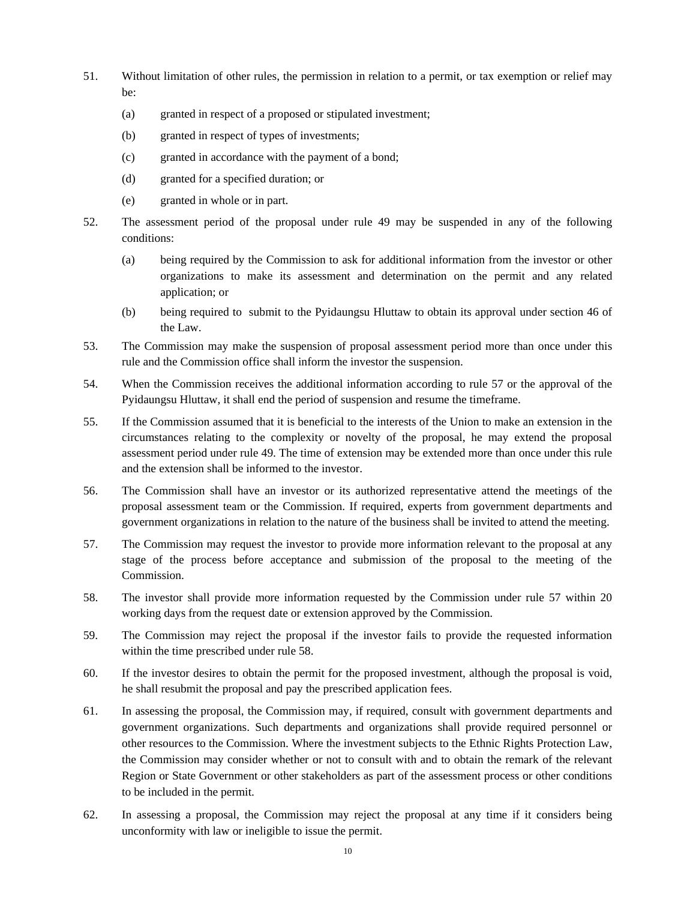51. Without limitation of other rules, the permission in relation to a permit, or tax exemption or relief may be:

    (a) granted in respect of a proposed or stipulated investment;

    (b) granted in respect of types of investments;

    (c) granted in accordance with the payment of a bond;

    (d) granted for a specified duration; or

    (e) granted in whole or in part.

52. The assessment period of the proposal under rule 49 may be suspended in any of the following conditions:

    (a) being required by the Commission to ask for additional information from the investor or other organizations to make its assessment and determination on the permit and any related application; or

    (b) being required to submit to the Pyidaungsu Hluttaw to obtain its approval under section 46 of the Law.

53. The Commission may make the suspension of proposal assessment period more than once under this rule and the Commission office shall inform the investor the suspension.

54. When the Commission receives the additional information according to rule 57 or the approval of the Pyidaungsu Hluttaw, it shall end the period of suspension and resume the timeframe.

55. If the Commission assumed that it is beneficial to the interests of the Union to make an extension in the circumstances relating to the complexity or novelty of the proposal, he may extend the proposal assessment period under rule 49. The time of extension may be extended more than once under this rule and the extension shall be informed to the investor.

56. The Commission shall have an investor or its authorized representative attend the meetings of the proposal assessment team or the Commission. If required, experts from government departments and government organizations in relation to the nature of the business shall be invited to attend the meeting.

57. The Commission may request the investor to provide more information relevant to the proposal at any stage of the process before acceptance and submission of the proposal to the meeting of the Commission.

58. The investor shall provide more information requested by the Commission under rule 57 within 20 working days from the request date or extension approved by the Commission.

59. The Commission may reject the proposal if the investor fails to provide the requested information within the time prescribed under rule 58.

60. If the investor desires to obtain the permit for the proposed investment, although the proposal is void, he shall resubmit the proposal and pay the prescribed application fees.

61. In assessing the proposal, the Commission may, if required, consult with government departments and government organizations. Such departments and organizations shall provide required personnel or other resources to the Commission. Where the investment subjects to the Ethnic Rights Protection Law, the Commission may consider whether or not to consult with and to obtain the remark of the relevant Region or State Government or other stakeholders as part of the assessment process or other conditions to be included in the permit.

62. In assessing a proposal, the Commission may reject the proposal at any time if it considers being unconformity with law or ineligible to issue the permit.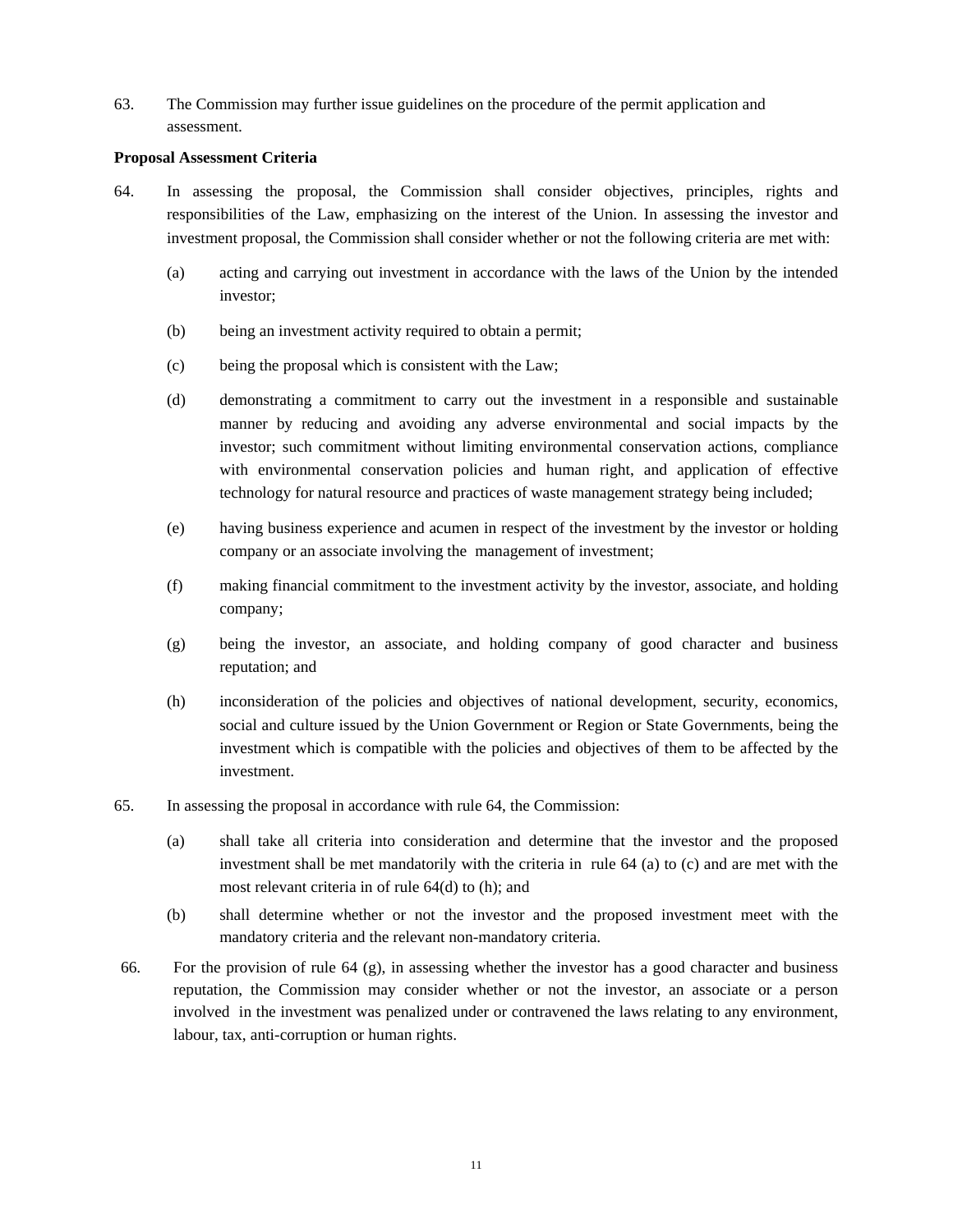63. The Commission may further issue guidelines on the procedure of the permit application and assessment.

**Proposal Assessment Criteria**

64. In assessing the proposal, the Commission shall consider objectives, principles, rights and responsibilities of the Law, emphasizing on the interest of the Union. In assessing the investor and investment proposal, the Commission shall consider whether or not the following criteria are met with:

    (a) acting and carrying out investment in accordance with the laws of the Union by the intended investor;

    (b) being an investment activity required to obtain a permit;

    (c) being the proposal which is consistent with the Law;

    (d) demonstrating a commitment to carry out the investment in a responsible and sustainable manner by reducing and avoiding any adverse environmental and social impacts by the investor; such commitment without limiting environmental conservation actions, compliance with environmental conservation policies and human right, and application of effective technology for natural resource and practices of waste management strategy being included;

    (e) having business experience and acumen in respect of the investment by the investor or holding company or an associate involving the management of investment;

    (f) making financial commitment to the investment activity by the investor, associate, and holding company;

    (g) being the investor, an associate, and holding company of good character and business reputation; and

    (h) inconsideration of the policies and objectives of national development, security, economics, social and culture issued by the Union Government or Region or State Governments, being the investment which is compatible with the policies and objectives of them to be affected by the investment.

65. In assessing the proposal in accordance with rule 64, the Commission:

    (a) shall take all criteria into consideration and determine that the investor and the proposed investment shall be met mandatorily with the criteria in rule 64 (a) to (c) and are met with the most relevant criteria in of rule 64(d) to (h); and

    (b) shall determine whether or not the investor and the proposed investment meet with the mandatory criteria and the relevant non-mandatory criteria.

66. For the provision of rule 64 (g), in assessing whether the investor has a good character and business reputation, the Commission may consider whether or not the investor, an associate or a person involved in the investment was penalized under or contravened the laws relating to any environment, labour, tax, anti-corruption or human rights.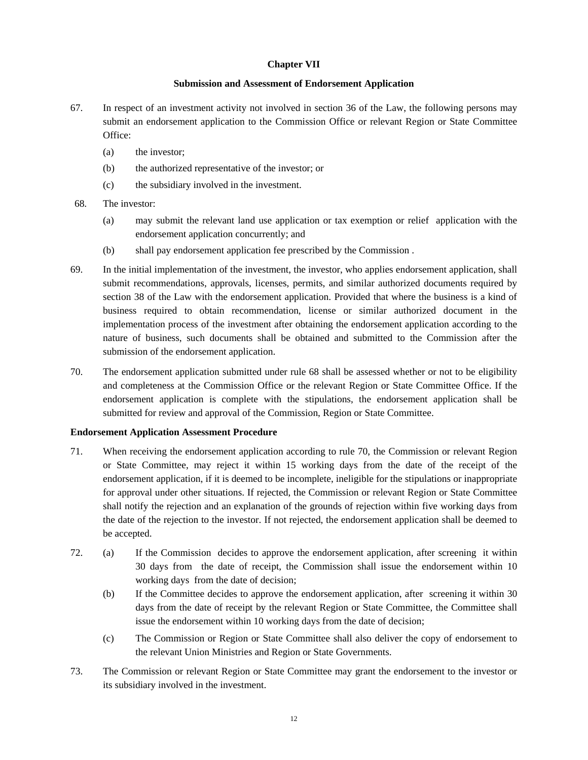## Chapter VII

## Submission and Assessment of Endorsement Application

67. In respect of an investment activity not involved in section 36 of the Law, the following persons may submit an endorsement application to the Commission Office or relevant Region or State Committee Office:

    (a) the investor;

    (b) the authorized representative of the investor; or

    (c) the subsidiary involved in the investment.

68. The investor:

    (a) may submit the relevant land use application or tax exemption or relief application with the endorsement application concurrently; and

    (b) shall pay endorsement application fee prescribed by the Commission .

69. In the initial implementation of the investment, the investor, who applies endorsement application, shall submit recommendations, approvals, licenses, permits, and similar authorized documents required by section 38 of the Law with the endorsement application. Provided that where the business is a kind of business required to obtain recommendation, license or similar authorized document in the implementation process of the investment after obtaining the endorsement application according to the nature of business, such documents shall be obtained and submitted to the Commission after the submission of the endorsement application.

70. The endorsement application submitted under rule 68 shall be assessed whether or not to be eligibility and completeness at the Commission Office or the relevant Region or State Committee Office. If the endorsement application is complete with the stipulations, the endorsement application shall be submitted for review and approval of the Commission, Region or State Committee.

**Endorsement Application Assessment Procedure**

71. When receiving the endorsement application according to rule 70, the Commission or relevant Region or State Committee, may reject it within 15 working days from the date of the receipt of the endorsement application, if it is deemed to be incomplete, ineligible for the stipulations or inappropriate for approval under other situations. If rejected, the Commission or relevant Region or State Committee shall notify the rejection and an explanation of the grounds of rejection within five working days from the date of the rejection to the investor. If not rejected, the endorsement application shall be deemed to be accepted.

72. (a) If the Commission decides to approve the endorsement application, after screening it within 30 days from the date of receipt, the Commission shall issue the endorsement within 10 working days from the date of decision;

    (b) If the Committee decides to approve the endorsement application, after screening it within 30 days from the date of receipt by the relevant Region or State Committee, the Committee shall issue the endorsement within 10 working days from the date of decision;

    (c) The Commission or Region or State Committee shall also deliver the copy of endorsement to the relevant Union Ministries and Region or State Governments.

73. The Commission or relevant Region or State Committee may grant the endorsement to the investor or its subsidiary involved in the investment.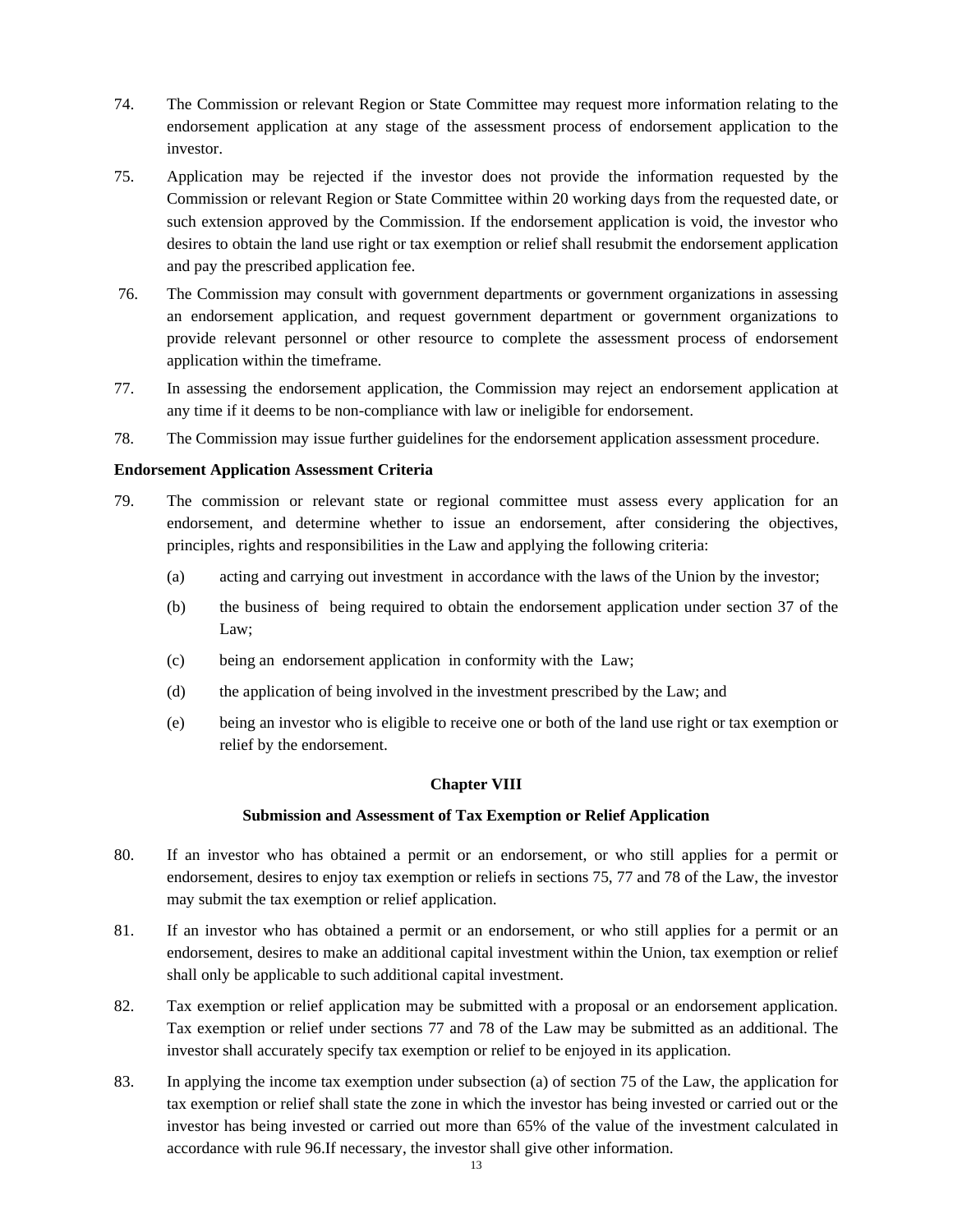74. The Commission or relevant Region or State Committee may request more information relating to the endorsement application at any stage of the assessment process of endorsement application to the investor.

75. Application may be rejected if the investor does not provide the information requested by the Commission or relevant Region or State Committee within 20 working days from the requested date, or such extension approved by the Commission. If the endorsement application is void, the investor who desires to obtain the land use right or tax exemption or relief shall resubmit the endorsement application and pay the prescribed application fee.

76. The Commission may consult with government departments or government organizations in assessing an endorsement application, and request government department or government organizations to provide relevant personnel or other resource to complete the assessment process of endorsement application within the timeframe.

77. In assessing the endorsement application, the Commission may reject an endorsement application at any time if it deems to be non-compliance with law or ineligible for endorsement.

78. The Commission may issue further guidelines for the endorsement application assessment procedure.

**Endorsement Application Assessment Criteria**

79. The commission or relevant state or regional committee must assess every application for an endorsement, and determine whether to issue an endorsement, after considering the objectives, principles, rights and responsibilities in the Law and applying the following criteria:

   (a) acting and carrying out investment in accordance with the laws of the Union by the investor;

   (b) the business of being required to obtain the endorsement application under section 37 of the Law;

   (c) being an endorsement application in conformity with the Law;

   (d) the application of being involved in the investment prescribed by the Law; and

   (e) being an investor who is eligible to receive one or both of the land use right or tax exemption or relief by the endorsement.

## Chapter VIII

### Submission and Assessment of Tax Exemption or Relief Application

80. If an investor who has obtained a permit or an endorsement, or who still applies for a permit or endorsement, desires to enjoy tax exemption or reliefs in sections 75, 77 and 78 of the Law, the investor may submit the tax exemption or relief application.

81. If an investor who has obtained a permit or an endorsement, or who still applies for a permit or an endorsement, desires to make an additional capital investment within the Union, tax exemption or relief shall only be applicable to such additional capital investment.

82. Tax exemption or relief application may be submitted with a proposal or an endorsement application. Tax exemption or relief under sections 77 and 78 of the Law may be submitted as an additional. The investor shall accurately specify tax exemption or relief to be enjoyed in its application.

83. In applying the income tax exemption under subsection (a) of section 75 of the Law, the application for tax exemption or relief shall state the zone in which the investor has being invested or carried out or the investor has being invested or carried out more than 65% of the value of the investment calculated in accordance with rule 96.If necessary, the investor shall give other information.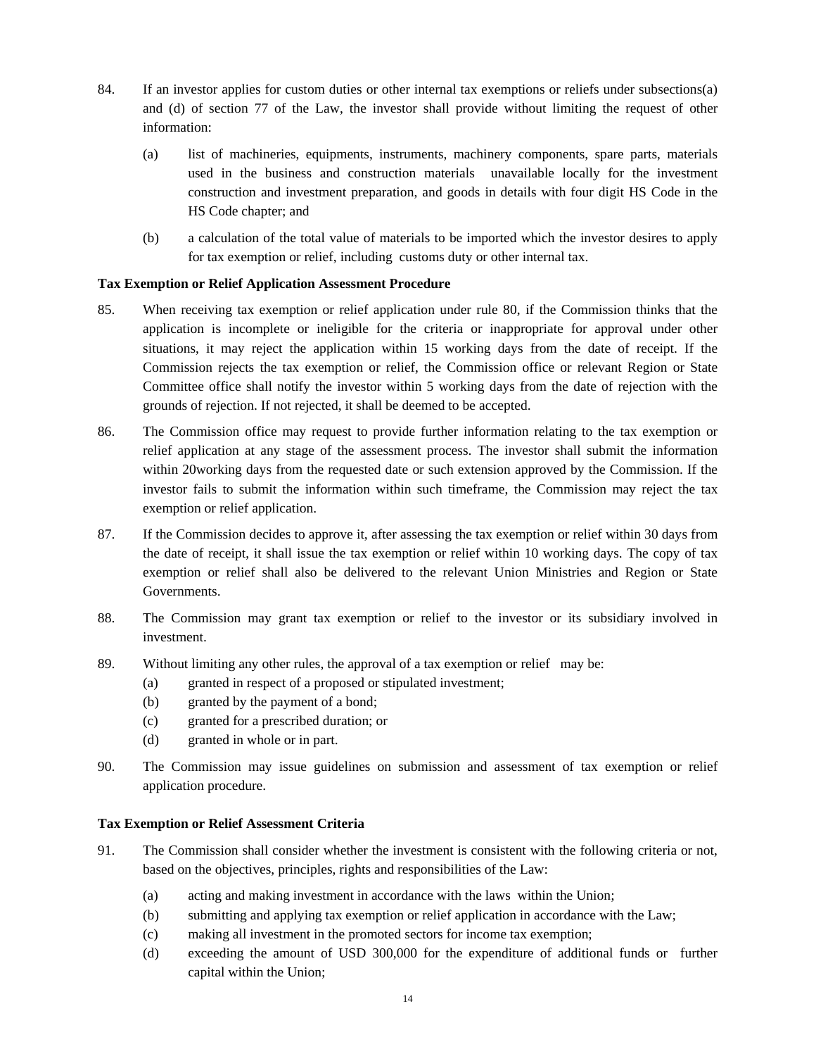84. If an investor applies for custom duties or other internal tax exemptions or reliefs under subsections(a) and (d) of section 77 of the Law, the investor shall provide without limiting the request of other information:

    (a) list of machineries, equipments, instruments, machinery components, spare parts, materials used in the business and construction materials unavailable locally for the investment construction and investment preparation, and goods in details with four digit HS Code in the HS Code chapter; and

    (b) a calculation of the total value of materials to be imported which the investor desires to apply for tax exemption or relief, including customs duty or other internal tax.

**Tax Exemption or Relief Application Assessment Procedure**

85. When receiving tax exemption or relief application under rule 80, if the Commission thinks that the application is incomplete or ineligible for the criteria or inappropriate for approval under other situations, it may reject the application within 15 working days from the date of receipt. If the Commission rejects the tax exemption or relief, the Commission office or relevant Region or State Committee office shall notify the investor within 5 working days from the date of rejection with the grounds of rejection. If not rejected, it shall be deemed to be accepted.

86. The Commission office may request to provide further information relating to the tax exemption or relief application at any stage of the assessment process. The investor shall submit the information within 20working days from the requested date or such extension approved by the Commission. If the investor fails to submit the information within such timeframe, the Commission may reject the tax exemption or relief application.

87. If the Commission decides to approve it, after assessing the tax exemption or relief within 30 days from the date of receipt, it shall issue the tax exemption or relief within 10 working days. The copy of tax exemption or relief shall also be delivered to the relevant Union Ministries and Region or State Governments.

88. The Commission may grant tax exemption or relief to the investor or its subsidiary involved in investment.

89. Without limiting any other rules, the approval of a tax exemption or relief may be:

    (a) granted in respect of a proposed or stipulated investment;

    (b) granted by the payment of a bond;

    (c) granted for a prescribed duration; or

    (d) granted in whole or in part.

90. The Commission may issue guidelines on submission and assessment of tax exemption or relief application procedure.

**Tax Exemption or Relief Assessment Criteria**

91. The Commission shall consider whether the investment is consistent with the following criteria or not, based on the objectives, principles, rights and responsibilities of the Law:

    (a) acting and making investment in accordance with the laws within the Union;

    (b) submitting and applying tax exemption or relief application in accordance with the Law;

    (c) making all investment in the promoted sectors for income tax exemption;

    (d) exceeding the amount of USD 300,000 for the expenditure of additional funds or further capital within the Union;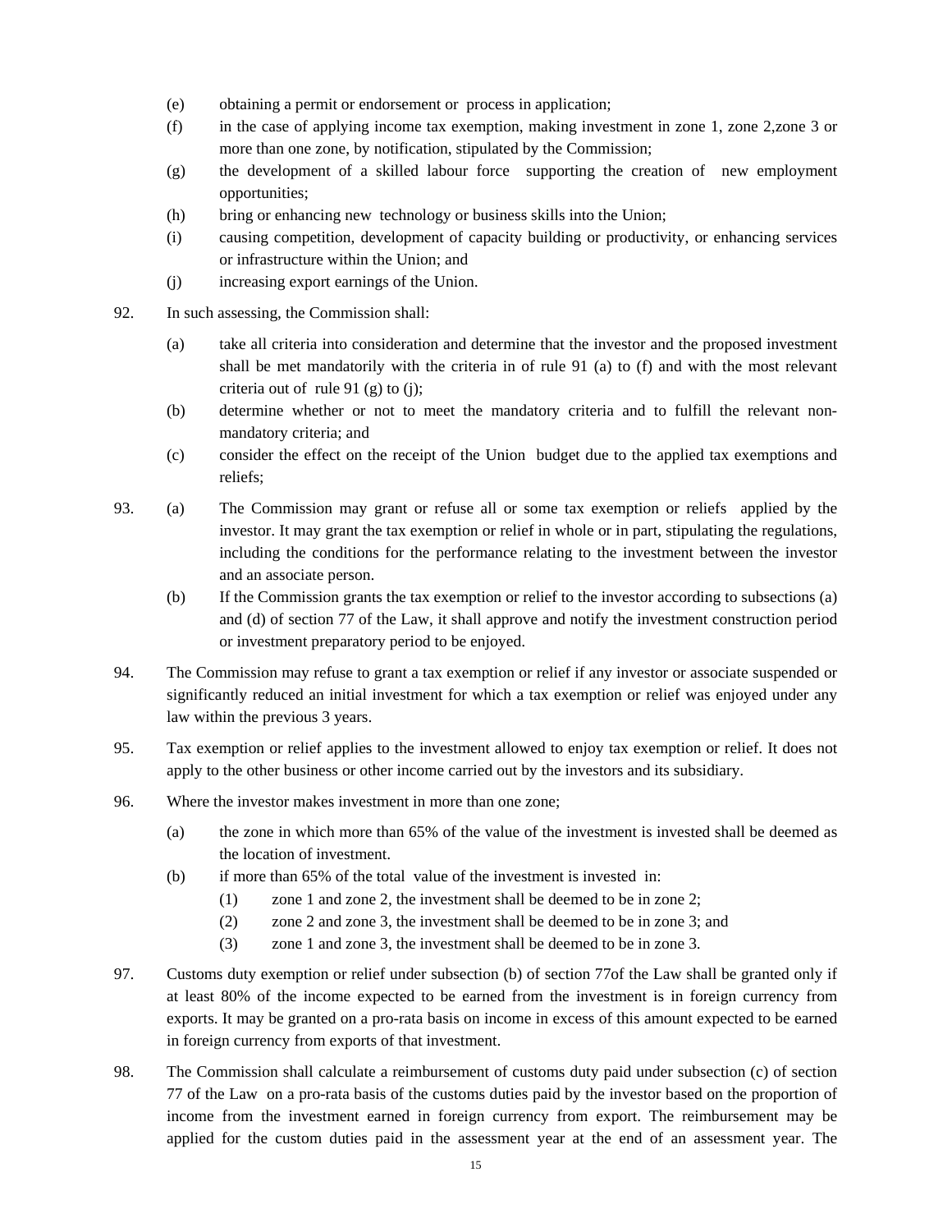(e) obtaining a permit or endorsement or process in application;

(f) in the case of applying income tax exemption, making investment in zone 1, zone 2,zone 3 or more than one zone, by notification, stipulated by the Commission;

(g) the development of a skilled labour force supporting the creation of new employment opportunities;

(h) bring or enhancing new technology or business skills into the Union;

(i) causing competition, development of capacity building or productivity, or enhancing services or infrastructure within the Union; and

(j) increasing export earnings of the Union.

92. In such assessing, the Commission shall:

(a) take all criteria into consideration and determine that the investor and the proposed investment shall be met mandatorily with the criteria in of rule 91 (a) to (f) and with the most relevant criteria out of rule 91 (g) to (j);

(b) determine whether or not to meet the mandatory criteria and to fulfill the relevant non-mandatory criteria; and

(c) consider the effect on the receipt of the Union budget due to the applied tax exemptions and reliefs;

93. (a) The Commission may grant or refuse all or some tax exemption or reliefs applied by the investor. It may grant the tax exemption or relief in whole or in part, stipulating the regulations, including the conditions for the performance relating to the investment between the investor and an associate person.

(b) If the Commission grants the tax exemption or relief to the investor according to subsections (a) and (d) of section 77 of the Law, it shall approve and notify the investment construction period or investment preparatory period to be enjoyed.

94. The Commission may refuse to grant a tax exemption or relief if any investor or associate suspended or significantly reduced an initial investment for which a tax exemption or relief was enjoyed under any law within the previous 3 years.

95. Tax exemption or relief applies to the investment allowed to enjoy tax exemption or relief. It does not apply to the other business or other income carried out by the investors and its subsidiary.

96. Where the investor makes investment in more than one zone;

(a) the zone in which more than 65% of the value of the investment is invested shall be deemed as the location of investment.

(b) if more than 65% of the total value of the investment is invested in:

(1) zone 1 and zone 2, the investment shall be deemed to be in zone 2;

(2) zone 2 and zone 3, the investment shall be deemed to be in zone 3; and

(3) zone 1 and zone 3, the investment shall be deemed to be in zone 3.

97. Customs duty exemption or relief under subsection (b) of section 77of the Law shall be granted only if at least 80% of the income expected to be earned from the investment is in foreign currency from exports. It may be granted on a pro-rata basis on income in excess of this amount expected to be earned in foreign currency from exports of that investment.

98. The Commission shall calculate a reimbursement of customs duty paid under subsection (c) of section 77 of the Law on a pro-rata basis of the customs duties paid by the investor based on the proportion of income from the investment earned in foreign currency from export. The reimbursement may be applied for the custom duties paid in the assessment year at the end of an assessment year. The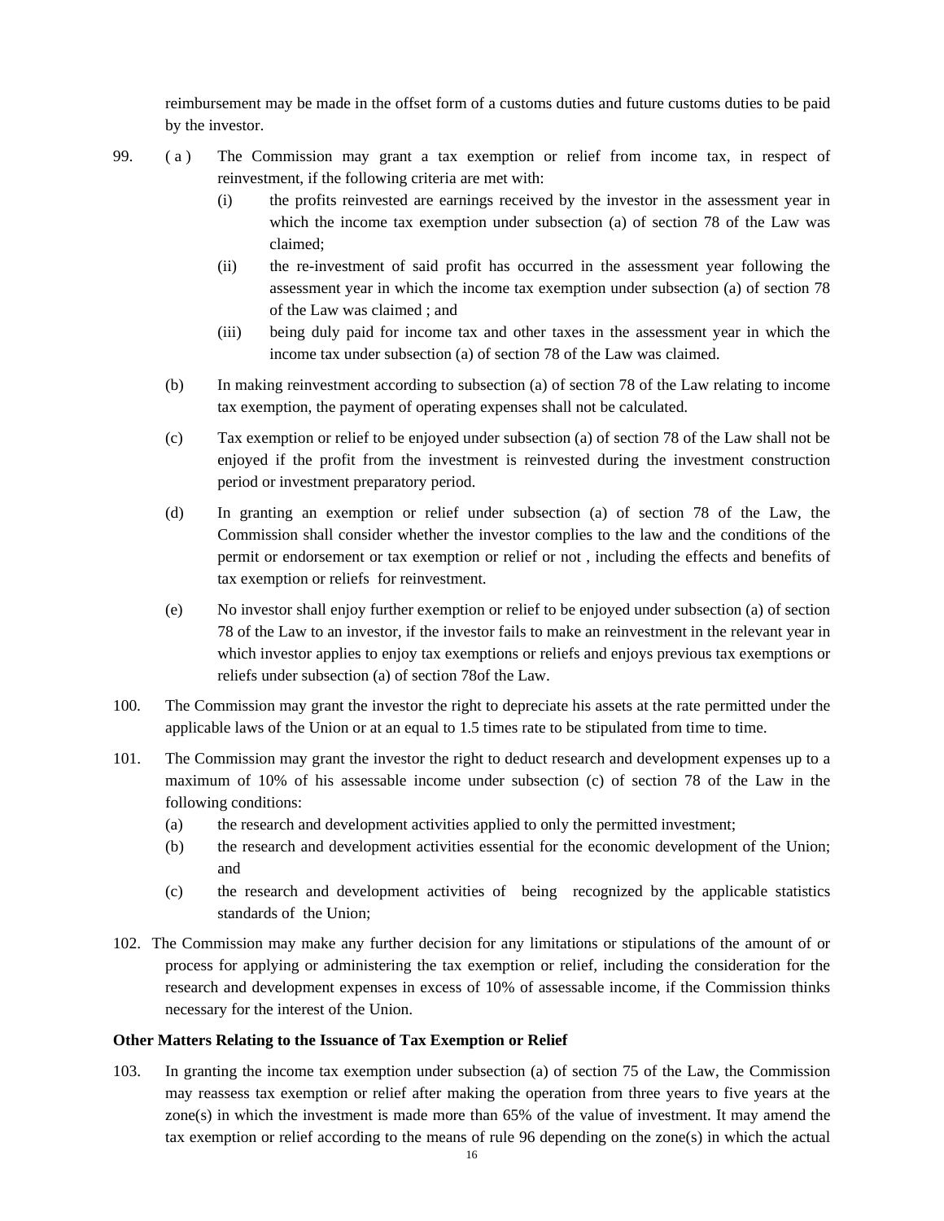reimbursement may be made in the offset form of a customs duties and future customs duties to be paid by the investor.

99. (a) The Commission may grant a tax exemption or relief from income tax, in respect of reinvestment, if the following criteria are met with:

    (i) the profits reinvested are earnings received by the investor in the assessment year in which the income tax exemption under subsection (a) of section 78 of the Law was claimed;

    (ii) the re-investment of said profit has occurred in the assessment year following the assessment year in which the income tax exemption under subsection (a) of section 78 of the Law was claimed ; and

    (iii) being duly paid for income tax and other taxes in the assessment year in which the income tax under subsection (a) of section 78 of the Law was claimed.

    (b) In making reinvestment according to subsection (a) of section 78 of the Law relating to income tax exemption, the payment of operating expenses shall not be calculated.

    (c) Tax exemption or relief to be enjoyed under subsection (a) of section 78 of the Law shall not be enjoyed if the profit from the investment is reinvested during the investment construction period or investment preparatory period.

    (d) In granting an exemption or relief under subsection (a) of section 78 of the Law, the Commission shall consider whether the investor complies to the law and the conditions of the permit or endorsement or tax exemption or relief or not , including the effects and benefits of tax exemption or reliefs for reinvestment.

    (e) No investor shall enjoy further exemption or relief to be enjoyed under subsection (a) of section 78 of the Law to an investor, if the investor fails to make an reinvestment in the relevant year in which investor applies to enjoy tax exemptions or reliefs and enjoys previous tax exemptions or reliefs under subsection (a) of section 78of the Law.

100. The Commission may grant the investor the right to depreciate his assets at the rate permitted under the applicable laws of the Union or at an equal to 1.5 times rate to be stipulated from time to time.

101. The Commission may grant the investor the right to deduct research and development expenses up to a maximum of 10% of his assessable income under subsection (c) of section 78 of the Law in the following conditions:

    (a) the research and development activities applied to only the permitted investment;

    (b) the research and development activities essential for the economic development of the Union; and

    (c) the research and development activities of being recognized by the applicable statistics standards of the Union;

102. The Commission may make any further decision for any limitations or stipulations of the amount of or process for applying or administering the tax exemption or relief, including the consideration for the research and development expenses in excess of 10% of assessable income, if the Commission thinks necessary for the interest of the Union.

**Other Matters Relating to the Issuance of Tax Exemption or Relief**

103. In granting the income tax exemption under subsection (a) of section 75 of the Law, the Commission may reassess tax exemption or relief after making the operation from three years to five years at the zone(s) in which the investment is made more than 65% of the value of investment. It may amend the tax exemption or relief according to the means of rule 96 depending on the zone(s) in which the actual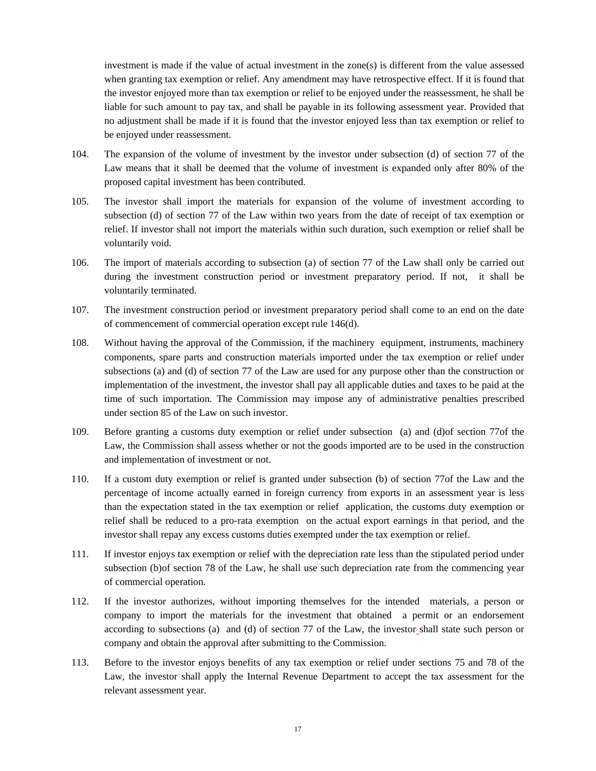investment is made if the value of actual investment in the zone(s) is different from the value assessed when granting tax exemption or relief. Any amendment may have retrospective effect. If it is found that the investor enjoyed more than tax exemption or relief to be enjoyed under the reassessment, he shall be liable for such amount to pay tax, and shall be payable in its following assessment year. Provided that no adjustment shall be made if it is found that the investor enjoyed less than tax exemption or relief to be enjoyed under reassessment.

104. The expansion of the volume of investment by the investor under subsection (d) of section 77 of the Law means that it shall be deemed that the volume of investment is expanded only after 80% of the proposed capital investment has been contributed.

105. The investor shall import the materials for expansion of the volume of investment according to subsection (d) of section 77 of the Law within two years from the date of receipt of tax exemption or relief. If investor shall not import the materials within such duration, such exemption or relief shall be voluntarily void.

106. The import of materials according to subsection (a) of section 77 of the Law shall only be carried out during the investment construction period or investment preparatory period. If not, it shall be voluntarily terminated.

107. The investment construction period or investment preparatory period shall come to an end on the date of commencement of commercial operation except rule 146(d).

108. Without having the approval of the Commission, if the machinery equipment, instruments, machinery components, spare parts and construction materials imported under the tax exemption or relief under subsections (a) and (d) of section 77 of the Law are used for any purpose other than the construction or implementation of the investment, the investor shall pay all applicable duties and taxes to be paid at the time of such importation. The Commission may impose any of administrative penalties prescribed under section 85 of the Law on such investor.

109. Before granting a customs duty exemption or relief under subsection (a) and (d)of section 77of the Law, the Commission shall assess whether or not the goods imported are to be used in the construction and implementation of investment or not.

110. If a custom duty exemption or relief is granted under subsection (b) of section 77of the Law and the percentage of income actually earned in foreign currency from exports in an assessment year is less than the expectation stated in the tax exemption or relief application, the customs duty exemption or relief shall be reduced to a pro-rata exemption on the actual export earnings in that period, and the investor shall repay any excess customs duties exempted under the tax exemption or relief.

111. If investor enjoys tax exemption or relief with the depreciation rate less than the stipulated period under subsection (b)of section 78 of the Law, he shall use such depreciation rate from the commencing year of commercial operation.

112. If the investor authorizes, without importing themselves for the intended materials, a person or company to import the materials for the investment that obtained a permit or an endorsement according to subsections (a) and (d) of section 77 of the Law, the investor shall state such person or company and obtain the approval after submitting to the Commission.

113. Before to the investor enjoys benefits of any tax exemption or relief under sections 75 and 78 of the Law, the investor shall apply the Internal Revenue Department to accept the tax assessment for the relevant assessment year.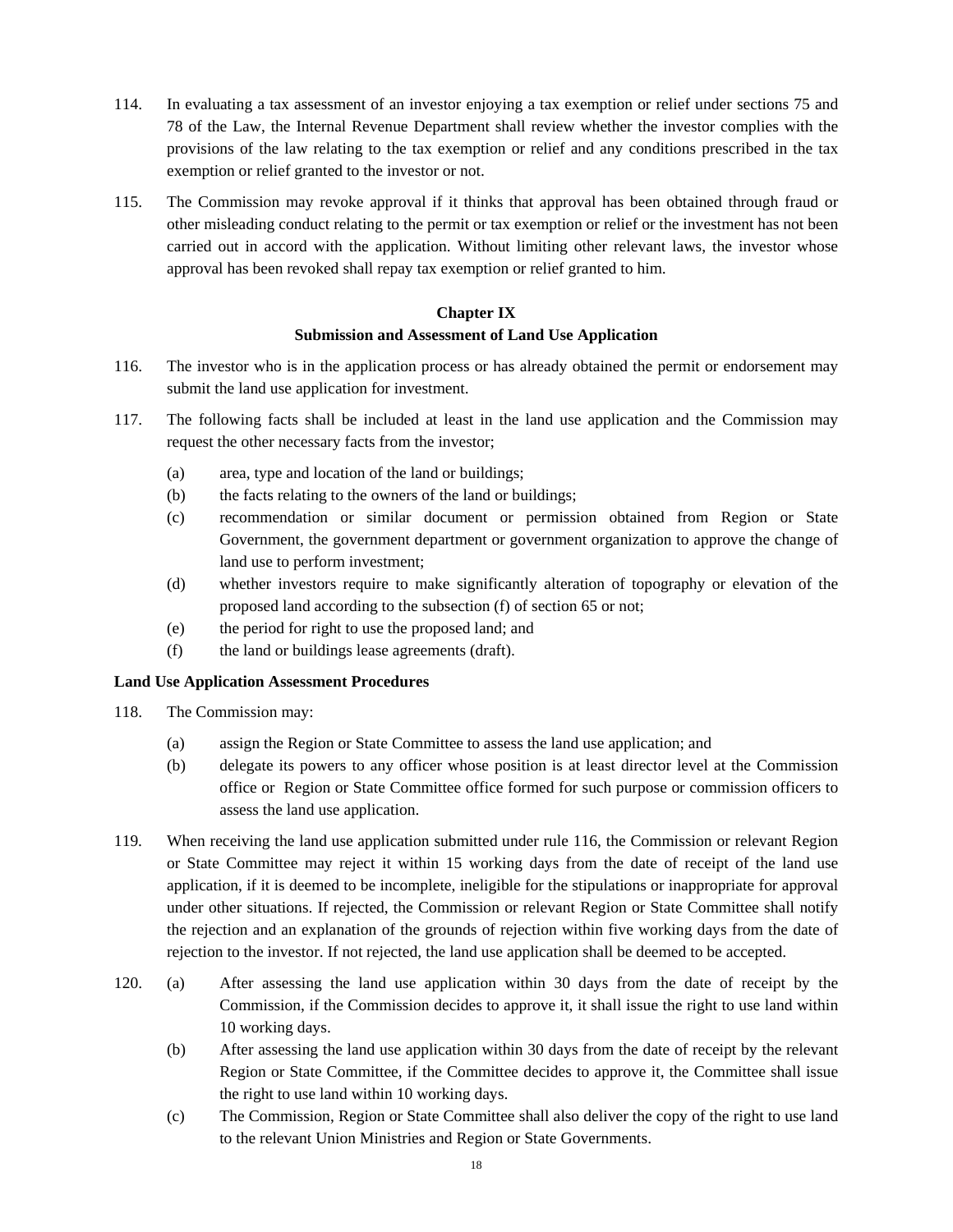114. In evaluating a tax assessment of an investor enjoying a tax exemption or relief under sections 75 and 78 of the Law, the Internal Revenue Department shall review whether the investor complies with the provisions of the law relating to the tax exemption or relief and any conditions prescribed in the tax exemption or relief granted to the investor or not.

115. The Commission may revoke approval if it thinks that approval has been obtained through fraud or other misleading conduct relating to the permit or tax exemption or relief or the investment has not been carried out in accord with the application. Without limiting other relevant laws, the investor whose approval has been revoked shall repay tax exemption or relief granted to him.

## Chapter IX
## Submission and Assessment of Land Use Application

116. The investor who is in the application process or has already obtained the permit or endorsement may submit the land use application for investment.

117. The following facts shall be included at least in the land use application and the Commission may request the other necessary facts from the investor;

    (a) area, type and location of the land or buildings;

    (b) the facts relating to the owners of the land or buildings;

    (c) recommendation or similar document or permission obtained from Region or State Government, the government department or government organization to approve the change of land use to perform investment;

    (d) whether investors require to make significantly alteration of topography or elevation of the proposed land according to the subsection (f) of section 65 or not;

    (e) the period for right to use the proposed land; and

    (f) the land or buildings lease agreements (draft).

**Land Use Application Assessment Procedures**

118. The Commission may:

    (a) assign the Region or State Committee to assess the land use application; and

    (b) delegate its powers to any officer whose position is at least director level at the Commission office or Region or State Committee office formed for such purpose or commission officers to assess the land use application.

119. When receiving the land use application submitted under rule 116, the Commission or relevant Region or State Committee may reject it within 15 working days from the date of receipt of the land use application, if it is deemed to be incomplete, ineligible for the stipulations or inappropriate for approval under other situations. If rejected, the Commission or relevant Region or State Committee shall notify the rejection and an explanation of the grounds of rejection within five working days from the date of rejection to the investor. If not rejected, the land use application shall be deemed to be accepted.

120. (a) After assessing the land use application within 30 days from the date of receipt by the Commission, if the Commission decides to approve it, it shall issue the right to use land within 10 working days.

    (b) After assessing the land use application within 30 days from the date of receipt by the relevant Region or State Committee, if the Committee decides to approve it, the Committee shall issue the right to use land within 10 working days.

    (c) The Commission, Region or State Committee shall also deliver the copy of the right to use land to the relevant Union Ministries and Region or State Governments.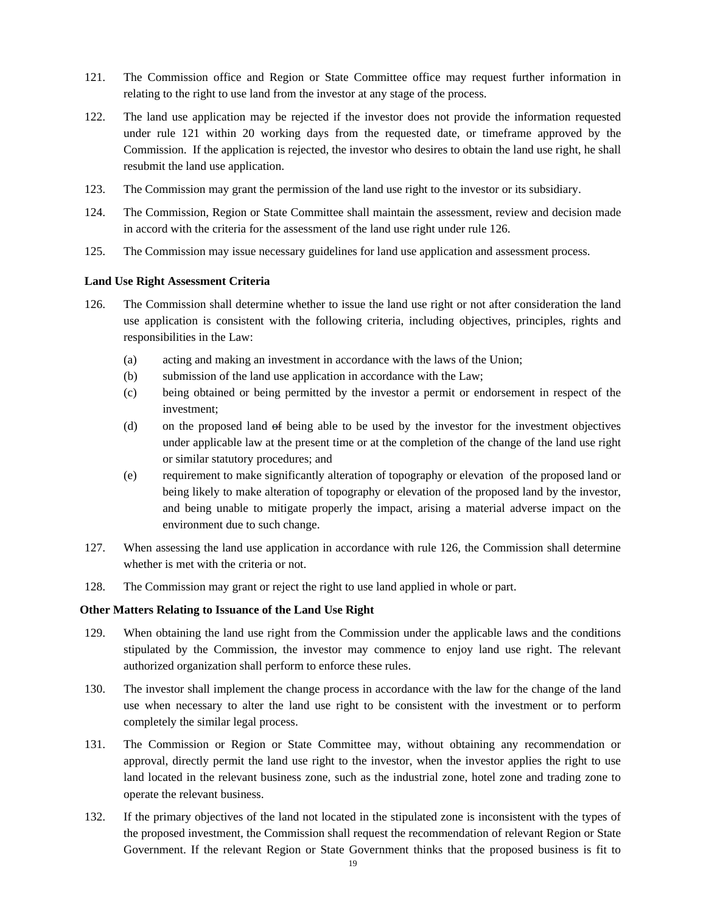121. The Commission office and Region or State Committee office may request further information in relating to the right to use land from the investor at any stage of the process.

122. The land use application may be rejected if the investor does not provide the information requested under rule 121 within 20 working days from the requested date, or timeframe approved by the Commission. If the application is rejected, the investor who desires to obtain the land use right, he shall resubmit the land use application.

123. The Commission may grant the permission of the land use right to the investor or its subsidiary.

124. The Commission, Region or State Committee shall maintain the assessment, review and decision made in accord with the criteria for the assessment of the land use right under rule 126.

125. The Commission may issue necessary guidelines for land use application and assessment process.

**Land Use Right Assessment Criteria**

126. The Commission shall determine whether to issue the land use right or not after consideration the land use application is consistent with the following criteria, including objectives, principles, rights and responsibilities in the Law:

    (a) acting and making an investment in accordance with the laws of the Union;

    (b) submission of the land use application in accordance with the Law;

    (c) being obtained or being permitted by the investor a permit or endorsement in respect of the investment;

    (d) on the proposed land ~~of~~ being able to be used by the investor for the investment objectives under applicable law at the present time or at the completion of the change of the land use right or similar statutory procedures; and

    (e) requirement to make significantly alteration of topography or elevation of the proposed land or being likely to make alteration of topography or elevation of the proposed land by the investor, and being unable to mitigate properly the impact, arising a material adverse impact on the environment due to such change.

127. When assessing the land use application in accordance with rule 126, the Commission shall determine whether is met with the criteria or not.

128. The Commission may grant or reject the right to use land applied in whole or part.

**Other Matters Relating to Issuance of the Land Use Right**

129. When obtaining the land use right from the Commission under the applicable laws and the conditions stipulated by the Commission, the investor may commence to enjoy land use right. The relevant authorized organization shall perform to enforce these rules.

130. The investor shall implement the change process in accordance with the law for the change of the land use when necessary to alter the land use right to be consistent with the investment or to perform completely the similar legal process.

131. The Commission or Region or State Committee may, without obtaining any recommendation or approval, directly permit the land use right to the investor, when the investor applies the right to use land located in the relevant business zone, such as the industrial zone, hotel zone and trading zone to operate the relevant business.

132. If the primary objectives of the land not located in the stipulated zone is inconsistent with the types of the proposed investment, the Commission shall request the recommendation of relevant Region or State Government. If the relevant Region or State Government thinks that the proposed business is fit to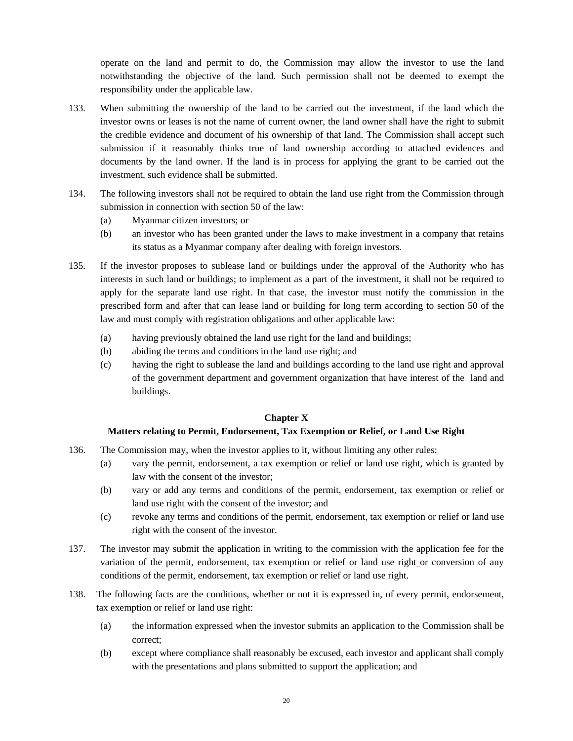operate on the land and permit to do, the Commission may allow the investor to use the land notwithstanding the objective of the land. Such permission shall not be deemed to exempt the responsibility under the applicable law.

133. When submitting the ownership of the land to be carried out the investment, if the land which the investor owns or leases is not the name of current owner, the land owner shall have the right to submit the credible evidence and document of his ownership of that land. The Commission shall accept such submission if it reasonably thinks true of land ownership according to attached evidences and documents by the land owner. If the land is in process for applying the grant to be carried out the investment, such evidence shall be submitted.

134. The following investors shall not be required to obtain the land use right from the Commission through submission in connection with section 50 of the law:
   - (a) Myanmar citizen investors; or
   - (b) an investor who has been granted under the laws to make investment in a company that retains its status as a Myanmar company after dealing with foreign investors.

135. If the investor proposes to sublease land or buildings under the approval of the Authority who has interests in such land or buildings; to implement as a part of the investment, it shall not be required to apply for the separate land use right. In that case, the investor must notify the commission in the prescribed form and after that can lease land or building for long term according to section 50 of the law and must comply with registration obligations and other applicable law:
   - (a) having previously obtained the land use right for the land and buildings;
   - (b) abiding the terms and conditions in the land use right; and
   - (c) having the right to sublease the land and buildings according to the land use right and approval of the government department and government organization that have interest of the land and buildings.

## Chapter X
## Matters relating to Permit, Endorsement, Tax Exemption or Relief, or Land Use Right

136. The Commission may, when the investor applies to it, without limiting any other rules:
   - (a) vary the permit, endorsement, a tax exemption or relief or land use right, which is granted by law with the consent of the investor;
   - (b) vary or add any terms and conditions of the permit, endorsement, tax exemption or relief or land use right with the consent of the investor; and
   - (c) revoke any terms and conditions of the permit, endorsement, tax exemption or relief or land use right with the consent of the investor.

137. The investor may submit the application in writing to the commission with the application fee for the variation of the permit, endorsement, tax exemption or relief or land use right or conversion of any conditions of the permit, endorsement, tax exemption or relief or land use right.

138. The following facts are the conditions, whether or not it is expressed in, of every permit, endorsement, tax exemption or relief or land use right:
   - (a) the information expressed when the investor submits an application to the Commission shall be correct;
   - (b) except where compliance shall reasonably be excused, each investor and applicant shall comply with the presentations and plans submitted to support the application; and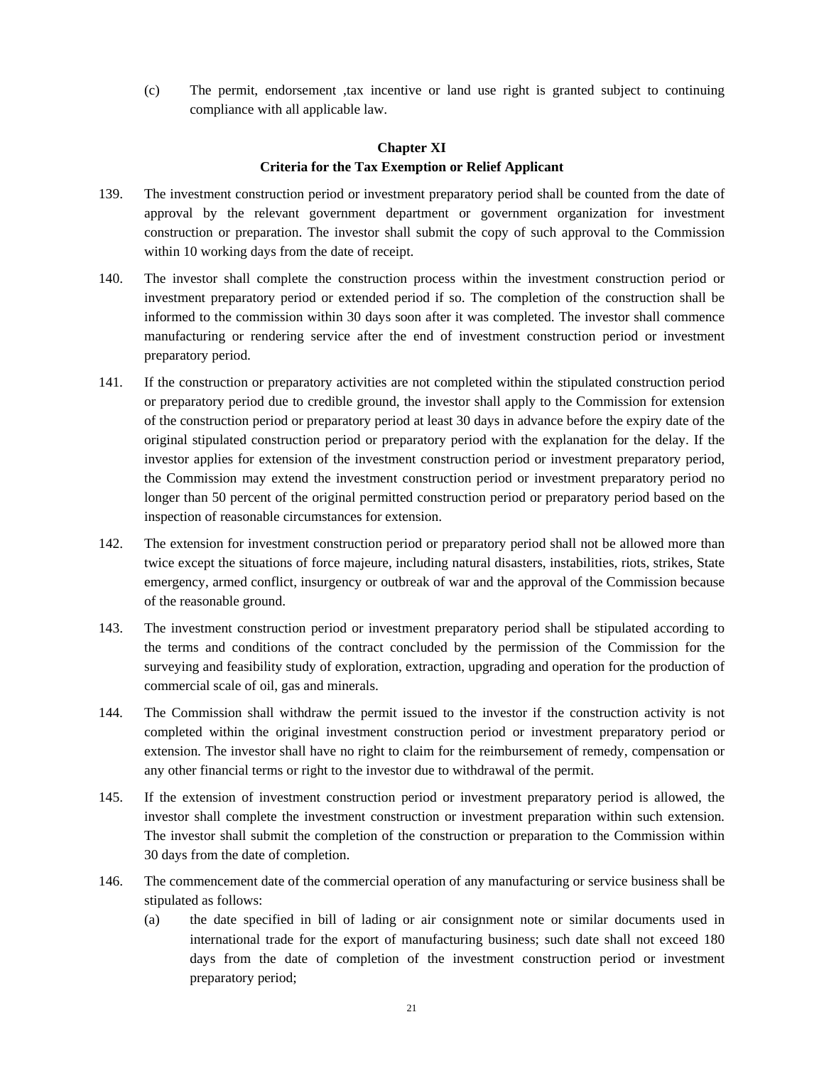(c) The permit, endorsement ,tax incentive or land use right is granted subject to continuing compliance with all applicable law.

## Chapter XI
## Criteria for the Tax Exemption or Relief Applicant

139. The investment construction period or investment preparatory period shall be counted from the date of approval by the relevant government department or government organization for investment construction or preparation. The investor shall submit the copy of such approval to the Commission within 10 working days from the date of receipt.

140. The investor shall complete the construction process within the investment construction period or investment preparatory period or extended period if so. The completion of the construction shall be informed to the commission within 30 days soon after it was completed. The investor shall commence manufacturing or rendering service after the end of investment construction period or investment preparatory period.

141. If the construction or preparatory activities are not completed within the stipulated construction period or preparatory period due to credible ground, the investor shall apply to the Commission for extension of the construction period or preparatory period at least 30 days in advance before the expiry date of the original stipulated construction period or preparatory period with the explanation for the delay. If the investor applies for extension of the investment construction period or investment preparatory period, the Commission may extend the investment construction period or investment preparatory period no longer than 50 percent of the original permitted construction period or preparatory period based on the inspection of reasonable circumstances for extension.

142. The extension for investment construction period or preparatory period shall not be allowed more than twice except the situations of force majeure, including natural disasters, instabilities, riots, strikes, State emergency, armed conflict, insurgency or outbreak of war and the approval of the Commission because of the reasonable ground.

143. The investment construction period or investment preparatory period shall be stipulated according to the terms and conditions of the contract concluded by the permission of the Commission for the surveying and feasibility study of exploration, extraction, upgrading and operation for the production of commercial scale of oil, gas and minerals.

144. The Commission shall withdraw the permit issued to the investor if the construction activity is not completed within the original investment construction period or investment preparatory period or extension. The investor shall have no right to claim for the reimbursement of remedy, compensation or any other financial terms or right to the investor due to withdrawal of the permit.

145. If the extension of investment construction period or investment preparatory period is allowed, the investor shall complete the investment construction or investment preparation within such extension. The investor shall submit the completion of the construction or preparation to the Commission within 30 days from the date of completion.

146. The commencement date of the commercial operation of any manufacturing or service business shall be stipulated as follows:

    (a) the date specified in bill of lading or air consignment note or similar documents used in international trade for the export of manufacturing business; such date shall not exceed 180 days from the date of completion of the investment construction period or investment preparatory period;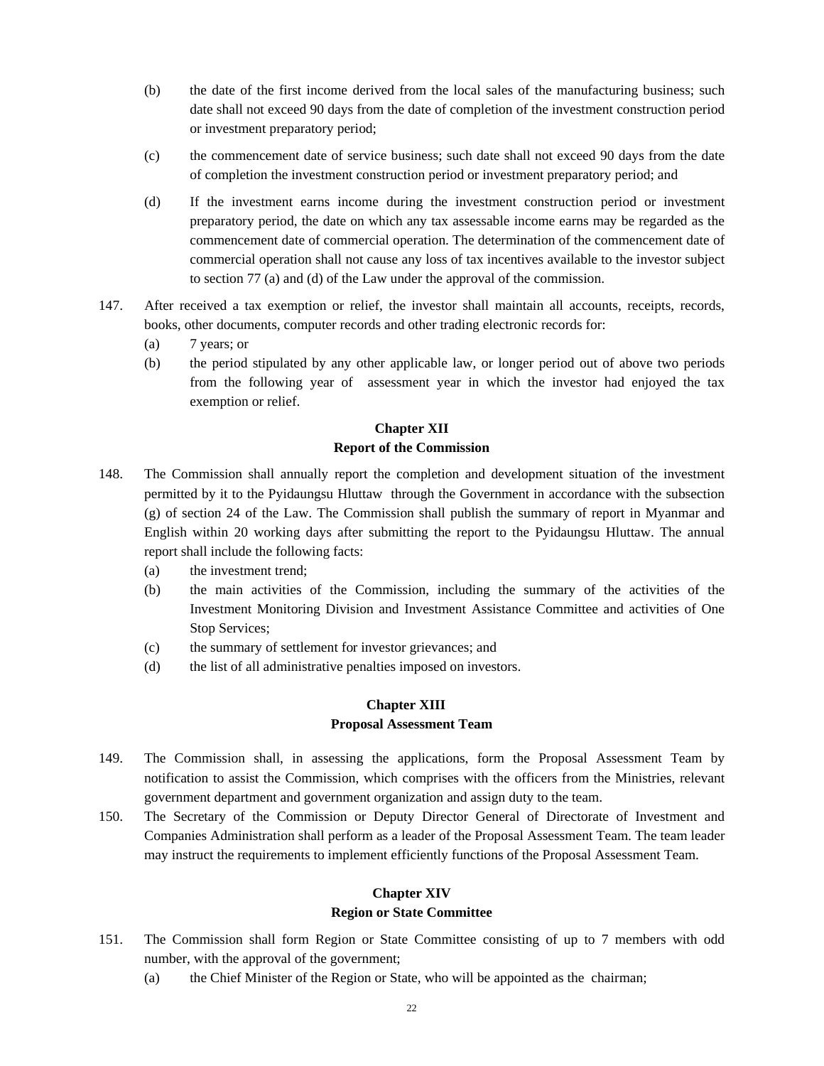(b) the date of the first income derived from the local sales of the manufacturing business; such date shall not exceed 90 days from the date of completion of the investment construction period or investment preparatory period;

(c) the commencement date of service business; such date shall not exceed 90 days from the date of completion the investment construction period or investment preparatory period; and

(d) If the investment earns income during the investment construction period or investment preparatory period, the date on which any tax assessable income earns may be regarded as the commencement date of commercial operation. The determination of the commencement date of commercial operation shall not cause any loss of tax incentives available to the investor subject to section 77 (a) and (d) of the Law under the approval of the commission.

147. After received a tax exemption or relief, the investor shall maintain all accounts, receipts, records, books, other documents, computer records and other trading electronic records for:

(a) 7 years; or

(b) the period stipulated by any other applicable law, or longer period out of above two periods from the following year of assessment year in which the investor had enjoyed the tax exemption or relief.

## Chapter XII
## Report of the Commission

148. The Commission shall annually report the completion and development situation of the investment permitted by it to the Pyidaungsu Hluttaw through the Government in accordance with the subsection (g) of section 24 of the Law. The Commission shall publish the summary of report in Myanmar and English within 20 working days after submitting the report to the Pyidaungsu Hluttaw. The annual report shall include the following facts:

(a) the investment trend;

(b) the main activities of the Commission, including the summary of the activities of the Investment Monitoring Division and Investment Assistance Committee and activities of One Stop Services;

(c) the summary of settlement for investor grievances; and

(d) the list of all administrative penalties imposed on investors.

## Chapter XIII
## Proposal Assessment Team

149. The Commission shall, in assessing the applications, form the Proposal Assessment Team by notification to assist the Commission, which comprises with the officers from the Ministries, relevant government department and government organization and assign duty to the team.

150. The Secretary of the Commission or Deputy Director General of Directorate of Investment and Companies Administration shall perform as a leader of the Proposal Assessment Team. The team leader may instruct the requirements to implement efficiently functions of the Proposal Assessment Team.

## Chapter XIV
## Region or State Committee

151. The Commission shall form Region or State Committee consisting of up to 7 members with odd number, with the approval of the government;

(a) the Chief Minister of the Region or State, who will be appointed as the chairman;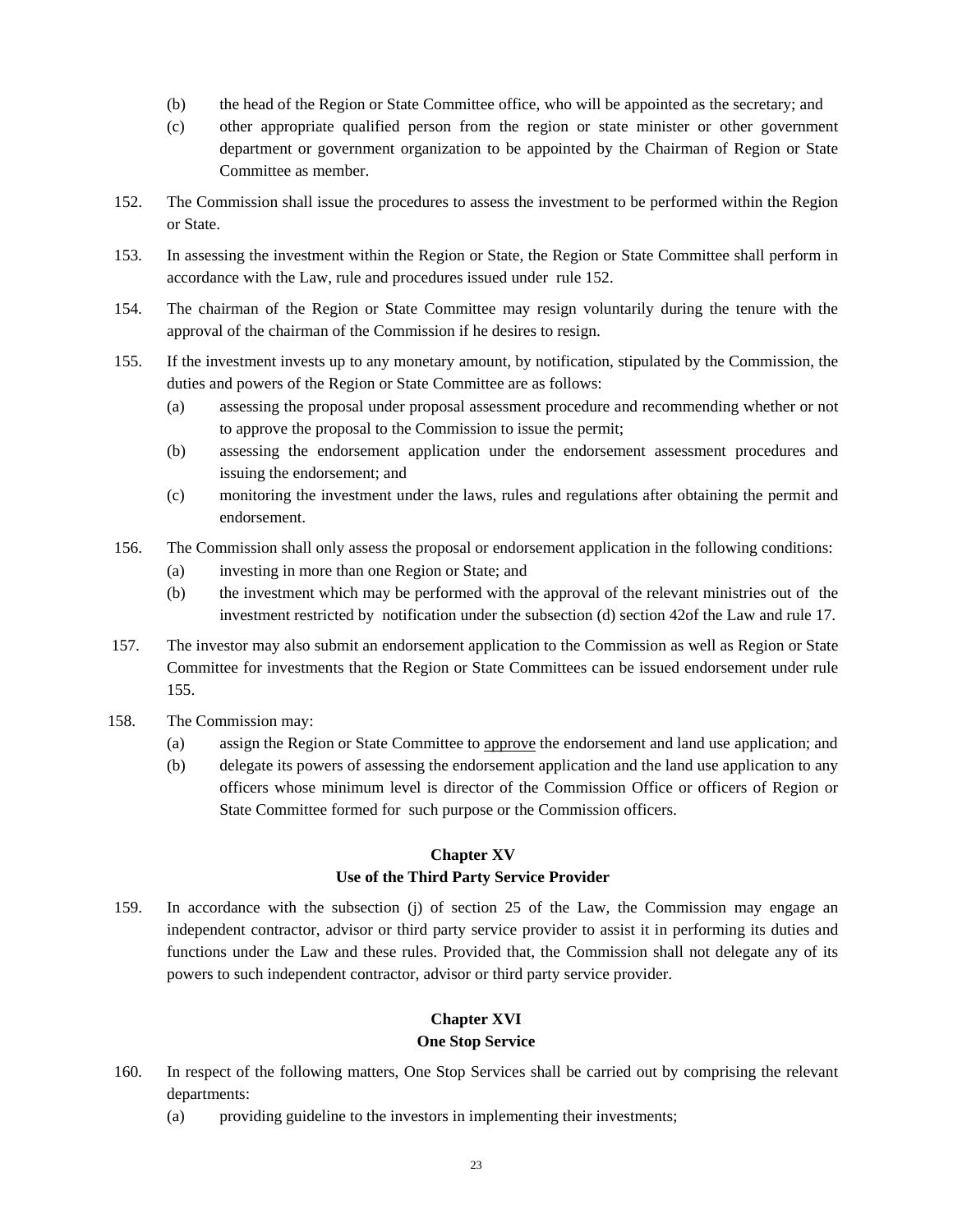(b) the head of the Region or State Committee office, who will be appointed as the secretary; and

(c) other appropriate qualified person from the region or state minister or other government department or government organization to be appointed by the Chairman of Region or State Committee as member.

152. The Commission shall issue the procedures to assess the investment to be performed within the Region or State.

153. In assessing the investment within the Region or State, the Region or State Committee shall perform in accordance with the Law, rule and procedures issued under rule 152.

154. The chairman of the Region or State Committee may resign voluntarily during the tenure with the approval of the chairman of the Commission if he desires to resign.

155. If the investment invests up to any monetary amount, by notification, stipulated by the Commission, the duties and powers of the Region or State Committee are as follows:

(a) assessing the proposal under proposal assessment procedure and recommending whether or not to approve the proposal to the Commission to issue the permit;

(b) assessing the endorsement application under the endorsement assessment procedures and issuing the endorsement; and

(c) monitoring the investment under the laws, rules and regulations after obtaining the permit and endorsement.

156. The Commission shall only assess the proposal or endorsement application in the following conditions:

(a) investing in more than one Region or State; and

(b) the investment which may be performed with the approval of the relevant ministries out of the investment restricted by notification under the subsection (d) section 42of the Law and rule 17.

157. The investor may also submit an endorsement application to the Commission as well as Region or State Committee for investments that the Region or State Committees can be issued endorsement under rule 155.

158. The Commission may:

(a) assign the Region or State Committee to approve the endorsement and land use application; and

(b) delegate its powers of assessing the endorsement application and the land use application to any officers whose minimum level is director of the Commission Office or officers of Region or State Committee formed for such purpose or the Commission officers.

## Chapter XV
## Use of the Third Party Service Provider

159. In accordance with the subsection (j) of section 25 of the Law, the Commission may engage an independent contractor, advisor or third party service provider to assist it in performing its duties and functions under the Law and these rules. Provided that, the Commission shall not delegate any of its powers to such independent contractor, advisor or third party service provider.

## Chapter XVI
## One Stop Service

160. In respect of the following matters, One Stop Services shall be carried out by comprising the relevant departments:

(a) providing guideline to the investors in implementing their investments;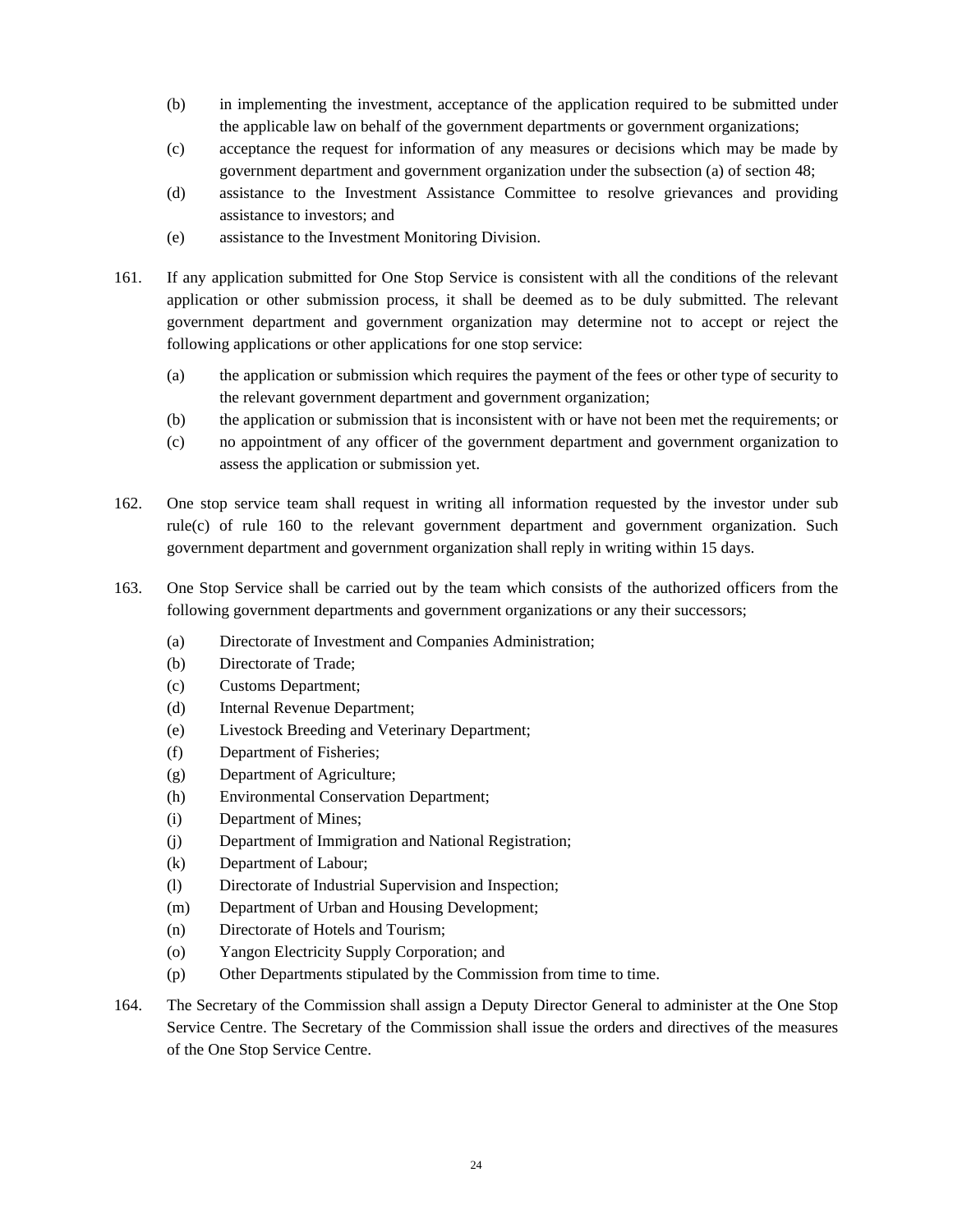(b) in implementing the investment, acceptance of the application required to be submitted under the applicable law on behalf of the government departments or government organizations;

(c) acceptance the request for information of any measures or decisions which may be made by government department and government organization under the subsection (a) of section 48;

(d) assistance to the Investment Assistance Committee to resolve grievances and providing assistance to investors; and

(e) assistance to the Investment Monitoring Division.

161. If any application submitted for One Stop Service is consistent with all the conditions of the relevant application or other submission process, it shall be deemed as to be duly submitted. The relevant government department and government organization may determine not to accept or reject the following applications or other applications for one stop service:

(a) the application or submission which requires the payment of the fees or other type of security to the relevant government department and government organization;

(b) the application or submission that is inconsistent with or have not been met the requirements; or

(c) no appointment of any officer of the government department and government organization to assess the application or submission yet.

162. One stop service team shall request in writing all information requested by the investor under sub rule(c) of rule 160 to the relevant government department and government organization. Such government department and government organization shall reply in writing within 15 days.

163. One Stop Service shall be carried out by the team which consists of the authorized officers from the following government departments and government organizations or any their successors;

(a) Directorate of Investment and Companies Administration;

(b) Directorate of Trade;

(c) Customs Department;

(d) Internal Revenue Department;

(e) Livestock Breeding and Veterinary Department;

(f) Department of Fisheries;

(g) Department of Agriculture;

(h) Environmental Conservation Department;

(i) Department of Mines;

(j) Department of Immigration and National Registration;

(k) Department of Labour;

(l) Directorate of Industrial Supervision and Inspection;

(m) Department of Urban and Housing Development;

(n) Directorate of Hotels and Tourism;

(o) Yangon Electricity Supply Corporation; and

(p) Other Departments stipulated by the Commission from time to time.

164. The Secretary of the Commission shall assign a Deputy Director General to administer at the One Stop Service Centre. The Secretary of the Commission shall issue the orders and directives of the measures of the One Stop Service Centre.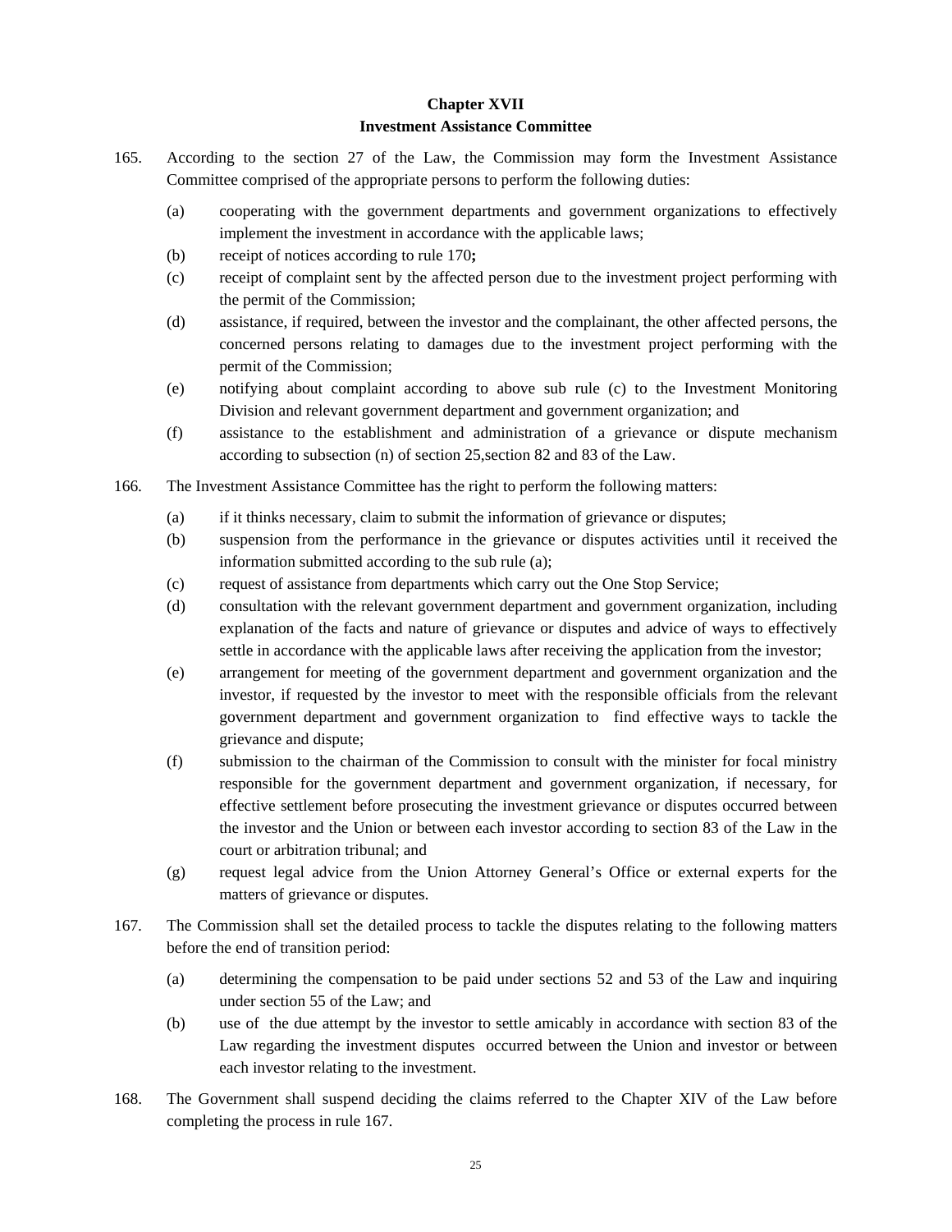## Chapter XVII
## Investment Assistance Committee

165. According to the section 27 of the Law, the Commission may form the Investment Assistance Committee comprised of the appropriate persons to perform the following duties:

   (a) cooperating with the government departments and government organizations to effectively implement the investment in accordance with the applicable laws;

   (b) receipt of notices according to rule 170**;**

   (c) receipt of complaint sent by the affected person due to the investment project performing with the permit of the Commission;

   (d) assistance, if required, between the investor and the complainant, the other affected persons, the concerned persons relating to damages due to the investment project performing with the permit of the Commission;

   (e) notifying about complaint according to above sub rule (c) to the Investment Monitoring Division and relevant government department and government organization; and

   (f) assistance to the establishment and administration of a grievance or dispute mechanism according to subsection (n) of section 25,section 82 and 83 of the Law.

166. The Investment Assistance Committee has the right to perform the following matters:

   (a) if it thinks necessary, claim to submit the information of grievance or disputes;

   (b) suspension from the performance in the grievance or disputes activities until it received the information submitted according to the sub rule (a);

   (c) request of assistance from departments which carry out the One Stop Service;

   (d) consultation with the relevant government department and government organization, including explanation of the facts and nature of grievance or disputes and advice of ways to effectively settle in accordance with the applicable laws after receiving the application from the investor;

   (e) arrangement for meeting of the government department and government organization and the investor, if requested by the investor to meet with the responsible officials from the relevant government department and government organization to find effective ways to tackle the grievance and dispute;

   (f) submission to the chairman of the Commission to consult with the minister for focal ministry responsible for the government department and government organization, if necessary, for effective settlement before prosecuting the investment grievance or disputes occurred between the investor and the Union or between each investor according to section 83 of the Law in the court or arbitration tribunal; and

   (g) request legal advice from the Union Attorney General's Office or external experts for the matters of grievance or disputes.

167. The Commission shall set the detailed process to tackle the disputes relating to the following matters before the end of transition period:

   (a) determining the compensation to be paid under sections 52 and 53 of the Law and inquiring under section 55 of the Law; and

   (b) use of the due attempt by the investor to settle amicably in accordance with section 83 of the Law regarding the investment disputes occurred between the Union and investor or between each investor relating to the investment.

168. The Government shall suspend deciding the claims referred to the Chapter XIV of the Law before completing the process in rule 167.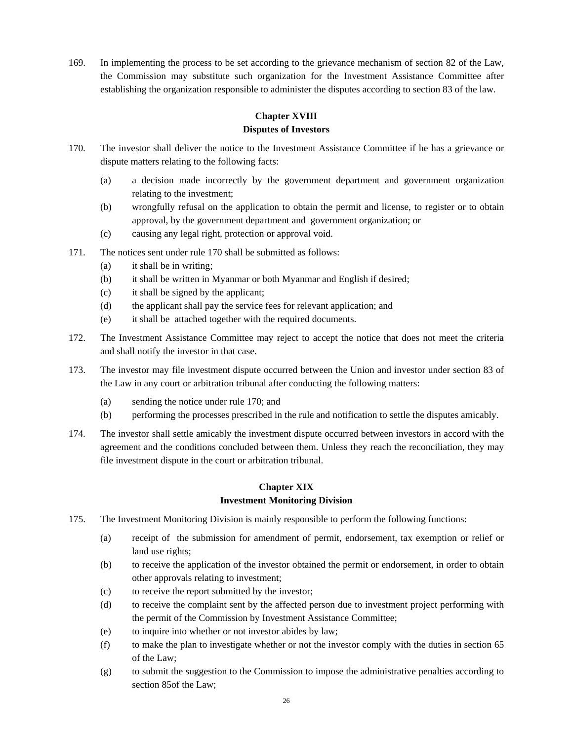169. In implementing the process to be set according to the grievance mechanism of section 82 of the Law, the Commission may substitute such organization for the Investment Assistance Committee after establishing the organization responsible to administer the disputes according to section 83 of the law.

## Chapter XVIII
## Disputes of Investors

170. The investor shall deliver the notice to the Investment Assistance Committee if he has a grievance or dispute matters relating to the following facts:

    (a) a decision made incorrectly by the government department and government organization relating to the investment;

    (b) wrongfully refusal on the application to obtain the permit and license, to register or to obtain approval, by the government department and government organization; or

    (c) causing any legal right, protection or approval void.

171. The notices sent under rule 170 shall be submitted as follows:

    (a) it shall be in writing;

    (b) it shall be written in Myanmar or both Myanmar and English if desired;

    (c) it shall be signed by the applicant;

    (d) the applicant shall pay the service fees for relevant application; and

    (e) it shall be attached together with the required documents.

172. The Investment Assistance Committee may reject to accept the notice that does not meet the criteria and shall notify the investor in that case.

173. The investor may file investment dispute occurred between the Union and investor under section 83 of the Law in any court or arbitration tribunal after conducting the following matters:

    (a) sending the notice under rule 170; and

    (b) performing the processes prescribed in the rule and notification to settle the disputes amicably.

174. The investor shall settle amicably the investment dispute occurred between investors in accord with the agreement and the conditions concluded between them. Unless they reach the reconciliation, they may file investment dispute in the court or arbitration tribunal.

## Chapter XIX
## Investment Monitoring Division

175. The Investment Monitoring Division is mainly responsible to perform the following functions:

    (a) receipt of the submission for amendment of permit, endorsement, tax exemption or relief or land use rights;

    (b) to receive the application of the investor obtained the permit or endorsement, in order to obtain other approvals relating to investment;

    (c) to receive the report submitted by the investor;

    (d) to receive the complaint sent by the affected person due to investment project performing with the permit of the Commission by Investment Assistance Committee;

    (e) to inquire into whether or not investor abides by law;

    (f) to make the plan to investigate whether or not the investor comply with the duties in section 65 of the Law;

    (g) to submit the suggestion to the Commission to impose the administrative penalties according to section 85of the Law;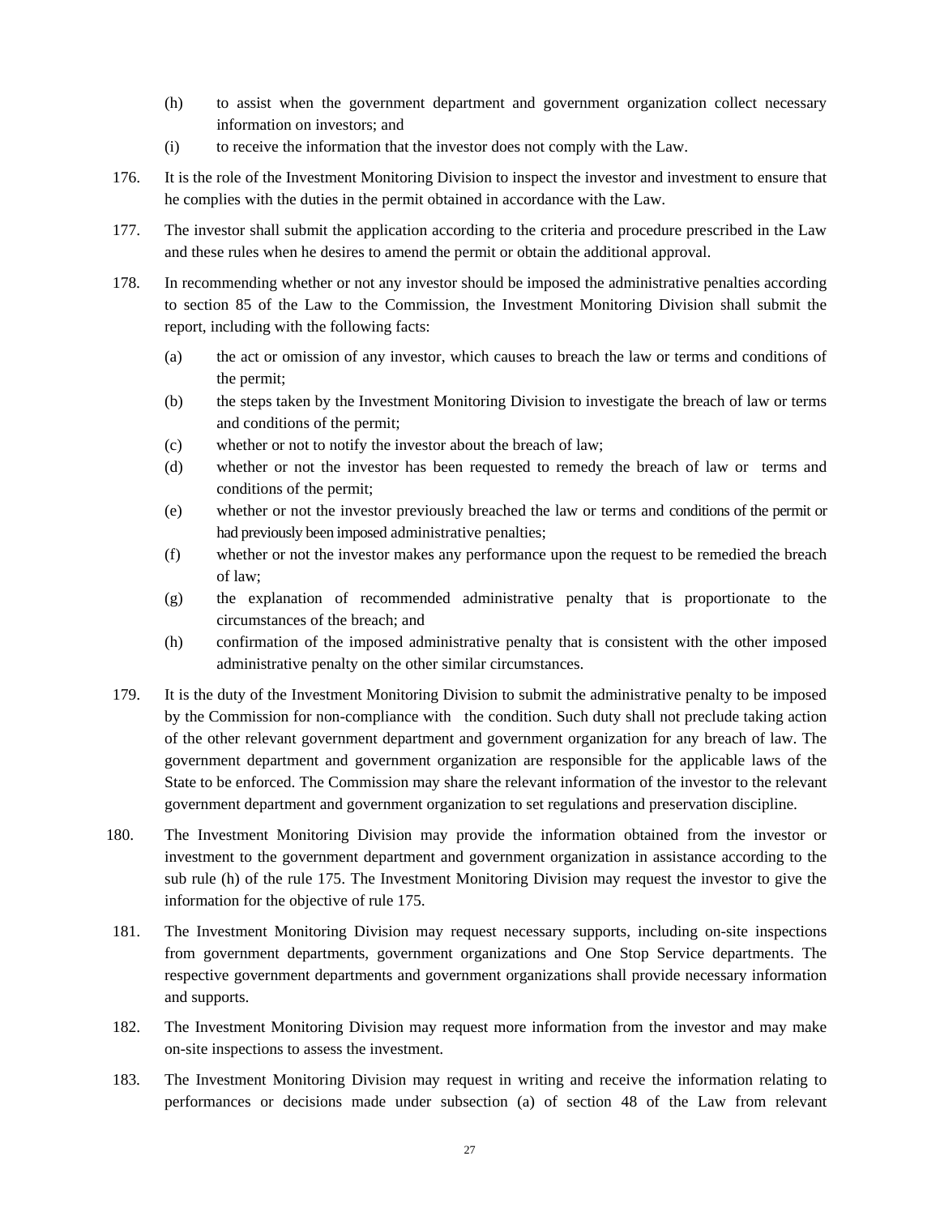(h) to assist when the government department and government organization collect necessary information on investors; and

(i) to receive the information that the investor does not comply with the Law.

176. It is the role of the Investment Monitoring Division to inspect the investor and investment to ensure that he complies with the duties in the permit obtained in accordance with the Law.

177. The investor shall submit the application according to the criteria and procedure prescribed in the Law and these rules when he desires to amend the permit or obtain the additional approval.

178. In recommending whether or not any investor should be imposed the administrative penalties according to section 85 of the Law to the Commission, the Investment Monitoring Division shall submit the report, including with the following facts:

(a) the act or omission of any investor, which causes to breach the law or terms and conditions of the permit;

(b) the steps taken by the Investment Monitoring Division to investigate the breach of law or terms and conditions of the permit;

(c) whether or not to notify the investor about the breach of law;

(d) whether or not the investor has been requested to remedy the breach of law or terms and conditions of the permit;

(e) whether or not the investor previously breached the law or terms and conditions of the permit or had previously been imposed administrative penalties;

(f) whether or not the investor makes any performance upon the request to be remedied the breach of law;

(g) the explanation of recommended administrative penalty that is proportionate to the circumstances of the breach; and

(h) confirmation of the imposed administrative penalty that is consistent with the other imposed administrative penalty on the other similar circumstances.

179. It is the duty of the Investment Monitoring Division to submit the administrative penalty to be imposed by the Commission for non-compliance with the condition. Such duty shall not preclude taking action of the other relevant government department and government organization for any breach of law. The government department and government organization are responsible for the applicable laws of the State to be enforced. The Commission may share the relevant information of the investor to the relevant government department and government organization to set regulations and preservation discipline.

180. The Investment Monitoring Division may provide the information obtained from the investor or investment to the government department and government organization in assistance according to the sub rule (h) of the rule 175. The Investment Monitoring Division may request the investor to give the information for the objective of rule 175.

181. The Investment Monitoring Division may request necessary supports, including on-site inspections from government departments, government organizations and One Stop Service departments. The respective government departments and government organizations shall provide necessary information and supports.

182. The Investment Monitoring Division may request more information from the investor and may make on-site inspections to assess the investment.

183. The Investment Monitoring Division may request in writing and receive the information relating to performances or decisions made under subsection (a) of section 48 of the Law from relevant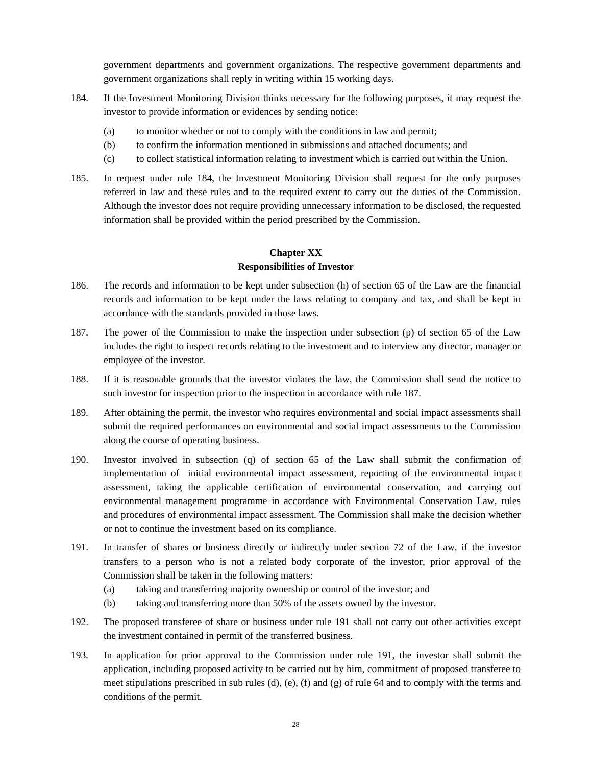government departments and government organizations. The respective government departments and government organizations shall reply in writing within 15 working days.

184. If the Investment Monitoring Division thinks necessary for the following purposes, it may request the investor to provide information or evidences by sending notice:

   (a) to monitor whether or not to comply with the conditions in law and permit;

   (b) to confirm the information mentioned in submissions and attached documents; and

   (c) to collect statistical information relating to investment which is carried out within the Union.

185. In request under rule 184, the Investment Monitoring Division shall request for the only purposes referred in law and these rules and to the required extent to carry out the duties of the Commission. Although the investor does not require providing unnecessary information to be disclosed, the requested information shall be provided within the period prescribed by the Commission.

## Chapter XX
## Responsibilities of Investor

186. The records and information to be kept under subsection (h) of section 65 of the Law are the financial records and information to be kept under the laws relating to company and tax, and shall be kept in accordance with the standards provided in those laws.

187. The power of the Commission to make the inspection under subsection (p) of section 65 of the Law includes the right to inspect records relating to the investment and to interview any director, manager or employee of the investor.

188. If it is reasonable grounds that the investor violates the law, the Commission shall send the notice to such investor for inspection prior to the inspection in accordance with rule 187.

189. After obtaining the permit, the investor who requires environmental and social impact assessments shall submit the required performances on environmental and social impact assessments to the Commission along the course of operating business.

190. Investor involved in subsection (q) of section 65 of the Law shall submit the confirmation of implementation of initial environmental impact assessment, reporting of the environmental impact assessment, taking the applicable certification of environmental conservation, and carrying out environmental management programme in accordance with Environmental Conservation Law, rules and procedures of environmental impact assessment. The Commission shall make the decision whether or not to continue the investment based on its compliance.

191. In transfer of shares or business directly or indirectly under section 72 of the Law, if the investor transfers to a person who is not a related body corporate of the investor, prior approval of the Commission shall be taken in the following matters:

   (a) taking and transferring majority ownership or control of the investor; and

   (b) taking and transferring more than 50% of the assets owned by the investor.

192. The proposed transferee of share or business under rule 191 shall not carry out other activities except the investment contained in permit of the transferred business.

193. In application for prior approval to the Commission under rule 191, the investor shall submit the application, including proposed activity to be carried out by him, commitment of proposed transferee to meet stipulations prescribed in sub rules (d), (e), (f) and (g) of rule 64 and to comply with the terms and conditions of the permit.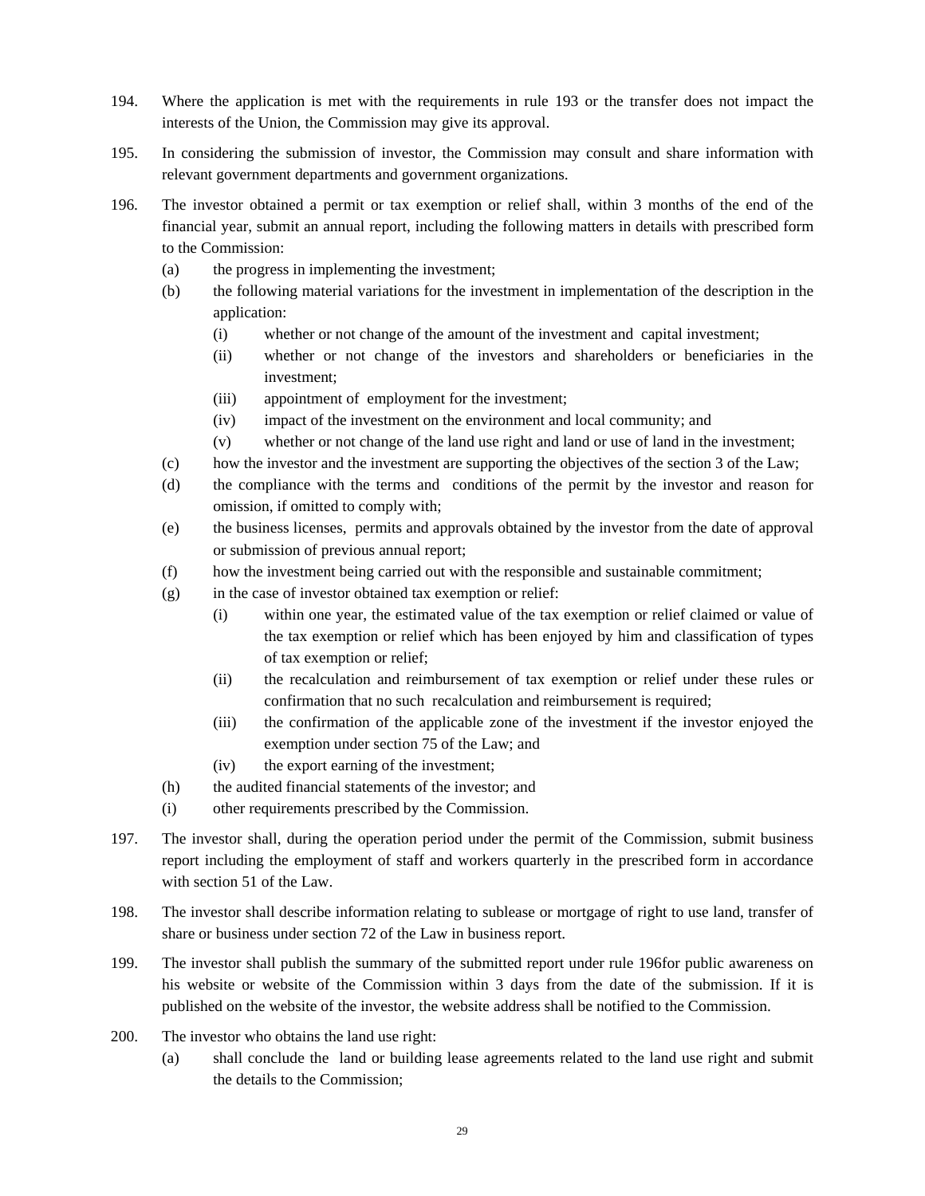194. Where the application is met with the requirements in rule 193 or the transfer does not impact the interests of the Union, the Commission may give its approval.

195. In considering the submission of investor, the Commission may consult and share information with relevant government departments and government organizations.

196. The investor obtained a permit or tax exemption or relief shall, within 3 months of the end of the financial year, submit an annual report, including the following matters in details with prescribed form to the Commission:

   (a) the progress in implementing the investment;

   (b) the following material variations for the investment in implementation of the description in the application:

      (i) whether or not change of the amount of the investment and capital investment;

      (ii) whether or not change of the investors and shareholders or beneficiaries in the investment;

      (iii) appointment of employment for the investment;

      (iv) impact of the investment on the environment and local community; and

      (v) whether or not change of the land use right and land or use of land in the investment;

   (c) how the investor and the investment are supporting the objectives of the section 3 of the Law;

   (d) the compliance with the terms and conditions of the permit by the investor and reason for omission, if omitted to comply with;

   (e) the business licenses, permits and approvals obtained by the investor from the date of approval or submission of previous annual report;

   (f) how the investment being carried out with the responsible and sustainable commitment;

   (g) in the case of investor obtained tax exemption or relief:

      (i) within one year, the estimated value of the tax exemption or relief claimed or value of the tax exemption or relief which has been enjoyed by him and classification of types of tax exemption or relief;

      (ii) the recalculation and reimbursement of tax exemption or relief under these rules or confirmation that no such recalculation and reimbursement is required;

      (iii) the confirmation of the applicable zone of the investment if the investor enjoyed the exemption under section 75 of the Law; and

      (iv) the export earning of the investment;

   (h) the audited financial statements of the investor; and

   (i) other requirements prescribed by the Commission.

197. The investor shall, during the operation period under the permit of the Commission, submit business report including the employment of staff and workers quarterly in the prescribed form in accordance with section 51 of the Law.

198. The investor shall describe information relating to sublease or mortgage of right to use land, transfer of share or business under section 72 of the Law in business report.

199. The investor shall publish the summary of the submitted report under rule 196for public awareness on his website or website of the Commission within 3 days from the date of the submission. If it is published on the website of the investor, the website address shall be notified to the Commission.

200. The investor who obtains the land use right:

   (a) shall conclude the land or building lease agreements related to the land use right and submit the details to the Commission;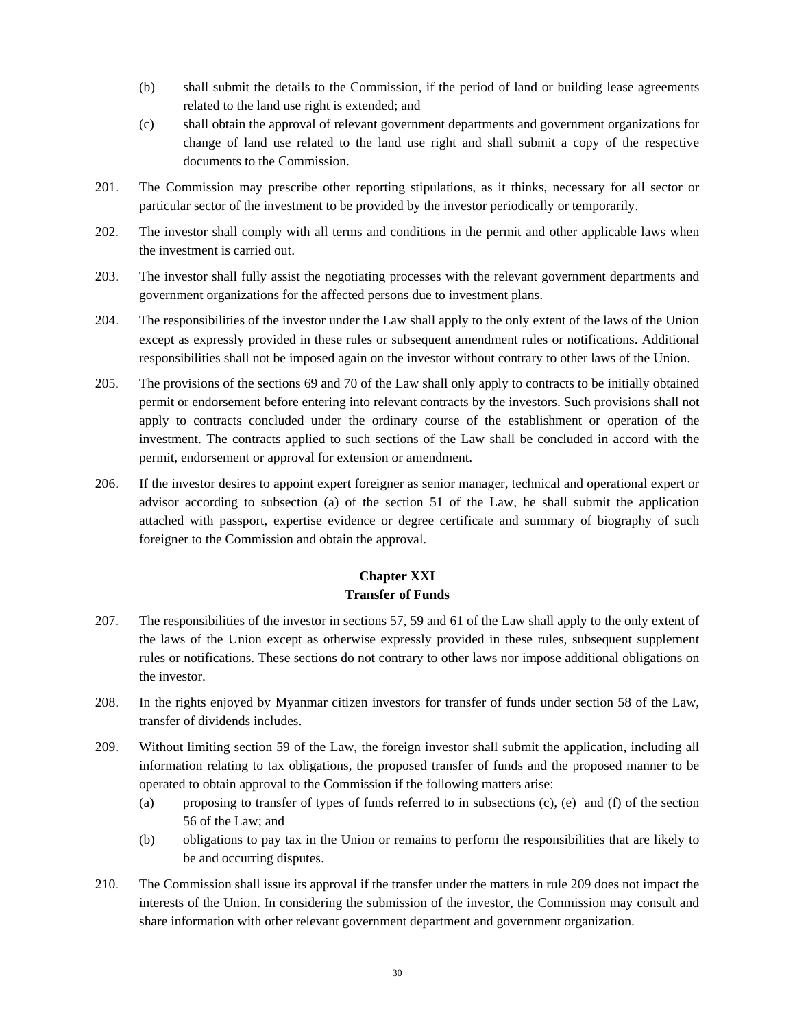(b) shall submit the details to the Commission, if the period of land or building lease agreements related to the land use right is extended; and

(c) shall obtain the approval of relevant government departments and government organizations for change of land use related to the land use right and shall submit a copy of the respective documents to the Commission.

201. The Commission may prescribe other reporting stipulations, as it thinks, necessary for all sector or particular sector of the investment to be provided by the investor periodically or temporarily.

202. The investor shall comply with all terms and conditions in the permit and other applicable laws when the investment is carried out.

203. The investor shall fully assist the negotiating processes with the relevant government departments and government organizations for the affected persons due to investment plans.

204. The responsibilities of the investor under the Law shall apply to the only extent of the laws of the Union except as expressly provided in these rules or subsequent amendment rules or notifications. Additional responsibilities shall not be imposed again on the investor without contrary to other laws of the Union.

205. The provisions of the sections 69 and 70 of the Law shall only apply to contracts to be initially obtained permit or endorsement before entering into relevant contracts by the investors. Such provisions shall not apply to contracts concluded under the ordinary course of the establishment or operation of the investment. The contracts applied to such sections of the Law shall be concluded in accord with the permit, endorsement or approval for extension or amendment.

206. If the investor desires to appoint expert foreigner as senior manager, technical and operational expert or advisor according to subsection (a) of the section 51 of the Law, he shall submit the application attached with passport, expertise evidence or degree certificate and summary of biography of such foreigner to the Commission and obtain the approval.

## Chapter XXI
## Transfer of Funds

207. The responsibilities of the investor in sections 57, 59 and 61 of the Law shall apply to the only extent of the laws of the Union except as otherwise expressly provided in these rules, subsequent supplement rules or notifications. These sections do not contrary to other laws nor impose additional obligations on the investor.

208. In the rights enjoyed by Myanmar citizen investors for transfer of funds under section 58 of the Law, transfer of dividends includes.

209. Without limiting section 59 of the Law, the foreign investor shall submit the application, including all information relating to tax obligations, the proposed transfer of funds and the proposed manner to be operated to obtain approval to the Commission if the following matters arise:

(a) proposing to transfer of types of funds referred to in subsections (c), (e) and (f) of the section 56 of the Law; and

(b) obligations to pay tax in the Union or remains to perform the responsibilities that are likely to be and occurring disputes.

210. The Commission shall issue its approval if the transfer under the matters in rule 209 does not impact the interests of the Union. In considering the submission of the investor, the Commission may consult and share information with other relevant government department and government organization.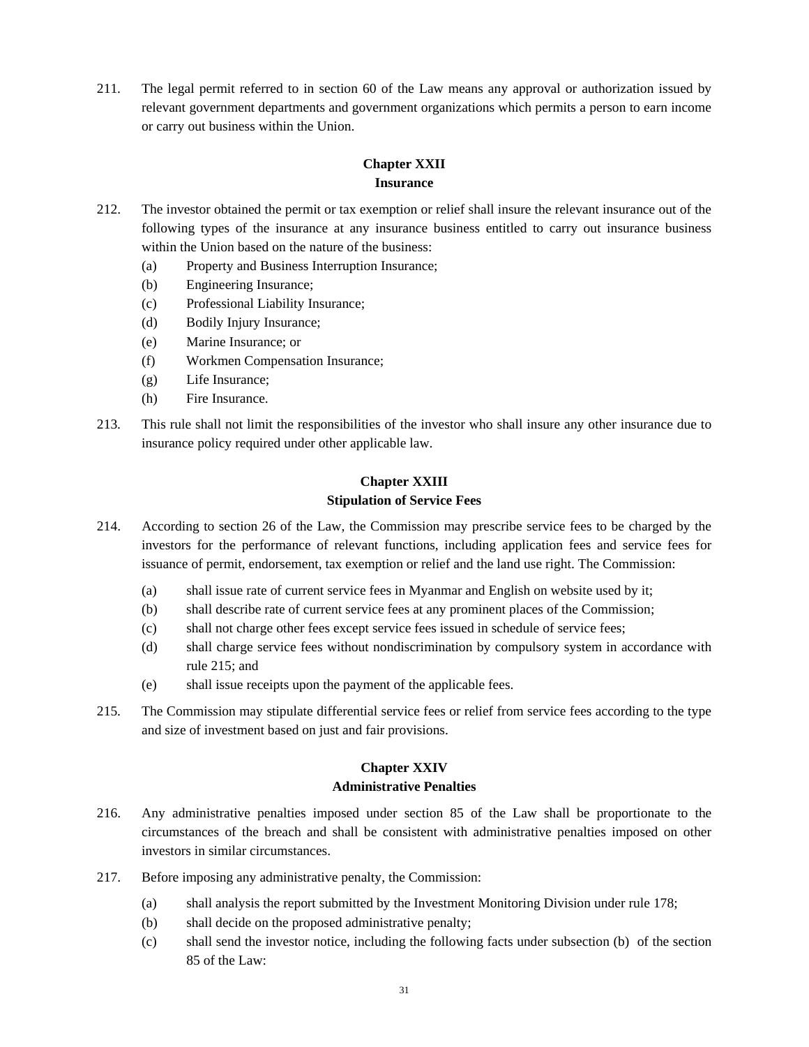211. The legal permit referred to in section 60 of the Law means any approval or authorization issued by relevant government departments and government organizations which permits a person to earn income or carry out business within the Union.

## Chapter XXII
## Insurance

212. The investor obtained the permit or tax exemption or relief shall insure the relevant insurance out of the following types of the insurance at any insurance business entitled to carry out insurance business within the Union based on the nature of the business:
    - (a) Property and Business Interruption Insurance;
    - (b) Engineering Insurance;
    - (c) Professional Liability Insurance;
    - (d) Bodily Injury Insurance;
    - (e) Marine Insurance; or
    - (f) Workmen Compensation Insurance;
    - (g) Life Insurance;
    - (h) Fire Insurance.

213. This rule shall not limit the responsibilities of the investor who shall insure any other insurance due to insurance policy required under other applicable law.

## Chapter XXIII
## Stipulation of Service Fees

214. According to section 26 of the Law, the Commission may prescribe service fees to be charged by the investors for the performance of relevant functions, including application fees and service fees for issuance of permit, endorsement, tax exemption or relief and the land use right. The Commission:
    - (a) shall issue rate of current service fees in Myanmar and English on website used by it;
    - (b) shall describe rate of current service fees at any prominent places of the Commission;
    - (c) shall not charge other fees except service fees issued in schedule of service fees;
    - (d) shall charge service fees without nondiscrimination by compulsory system in accordance with rule 215; and
    - (e) shall issue receipts upon the payment of the applicable fees.

215. The Commission may stipulate differential service fees or relief from service fees according to the type and size of investment based on just and fair provisions.

## Chapter XXIV
## Administrative Penalties

216. Any administrative penalties imposed under section 85 of the Law shall be proportionate to the circumstances of the breach and shall be consistent with administrative penalties imposed on other investors in similar circumstances.

217. Before imposing any administrative penalty, the Commission:
    - (a) shall analysis the report submitted by the Investment Monitoring Division under rule 178;
    - (b) shall decide on the proposed administrative penalty;
    - (c) shall send the investor notice, including the following facts under subsection (b) of the section 85 of the Law: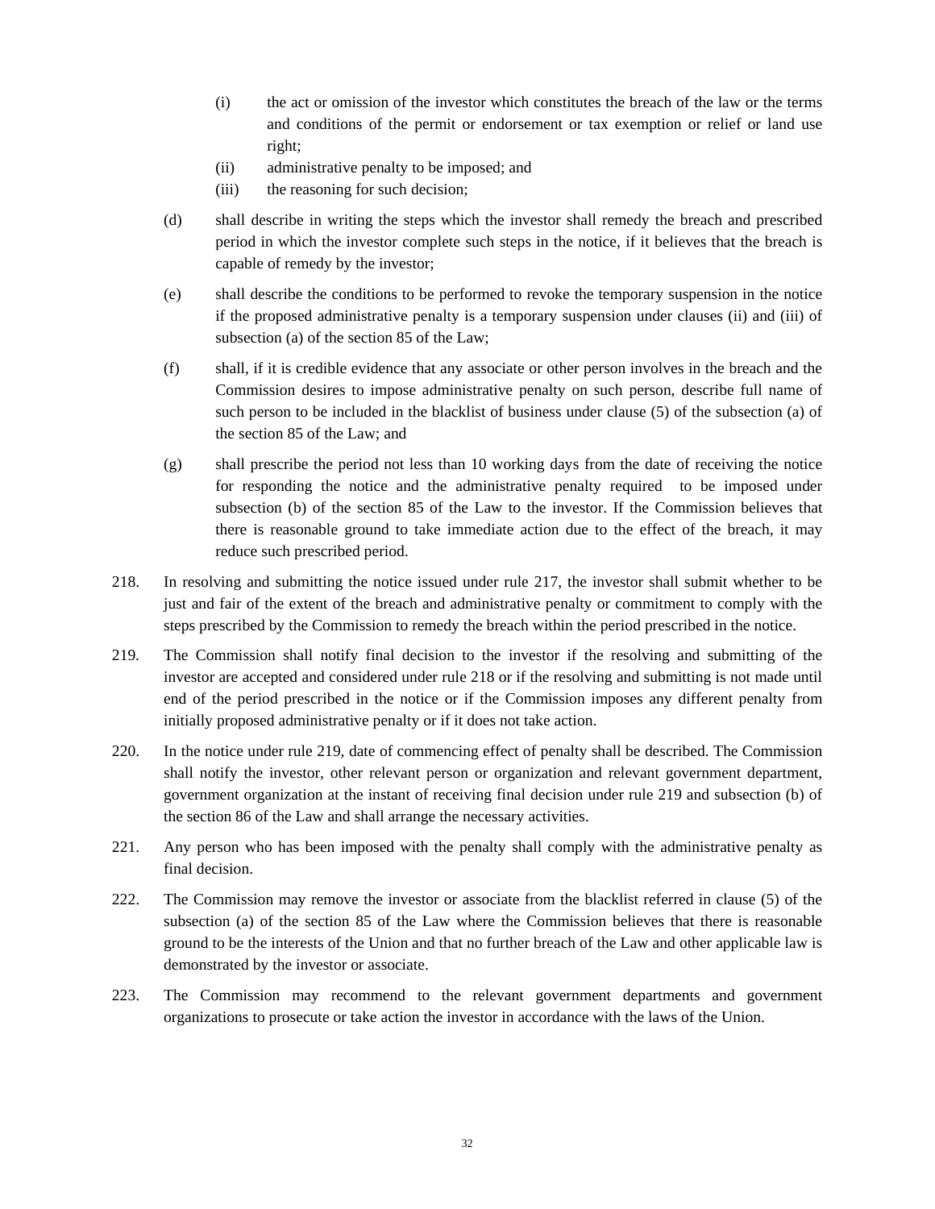(i) the act or omission of the investor which constitutes the breach of the law or the terms and conditions of the permit or endorsement or tax exemption or relief or land use right;

(ii) administrative penalty to be imposed; and

(iii) the reasoning for such decision;

(d) shall describe in writing the steps which the investor shall remedy the breach and prescribed period in which the investor complete such steps in the notice, if it believes that the breach is capable of remedy by the investor;

(e) shall describe the conditions to be performed to revoke the temporary suspension in the notice if the proposed administrative penalty is a temporary suspension under clauses (ii) and (iii) of subsection (a) of the section 85 of the Law;

(f) shall, if it is credible evidence that any associate or other person involves in the breach and the Commission desires to impose administrative penalty on such person, describe full name of such person to be included in the blacklist of business under clause (5) of the subsection (a) of the section 85 of the Law; and

(g) shall prescribe the period not less than 10 working days from the date of receiving the notice for responding the notice and the administrative penalty required to be imposed under subsection (b) of the section 85 of the Law to the investor. If the Commission believes that there is reasonable ground to take immediate action due to the effect of the breach, it may reduce such prescribed period.

218. In resolving and submitting the notice issued under rule 217, the investor shall submit whether to be just and fair of the extent of the breach and administrative penalty or commitment to comply with the steps prescribed by the Commission to remedy the breach within the period prescribed in the notice.

219. The Commission shall notify final decision to the investor if the resolving and submitting of the investor are accepted and considered under rule 218 or if the resolving and submitting is not made until end of the period prescribed in the notice or if the Commission imposes any different penalty from initially proposed administrative penalty or if it does not take action.

220. In the notice under rule 219, date of commencing effect of penalty shall be described. The Commission shall notify the investor, other relevant person or organization and relevant government department, government organization at the instant of receiving final decision under rule 219 and subsection (b) of the section 86 of the Law and shall arrange the necessary activities.

221. Any person who has been imposed with the penalty shall comply with the administrative penalty as final decision.

222. The Commission may remove the investor or associate from the blacklist referred in clause (5) of the subsection (a) of the section 85 of the Law where the Commission believes that there is reasonable ground to be the interests of the Union and that no further breach of the Law and other applicable law is demonstrated by the investor or associate.

223. The Commission may recommend to the relevant government departments and government organizations to prosecute or take action the investor in accordance with the laws of the Union.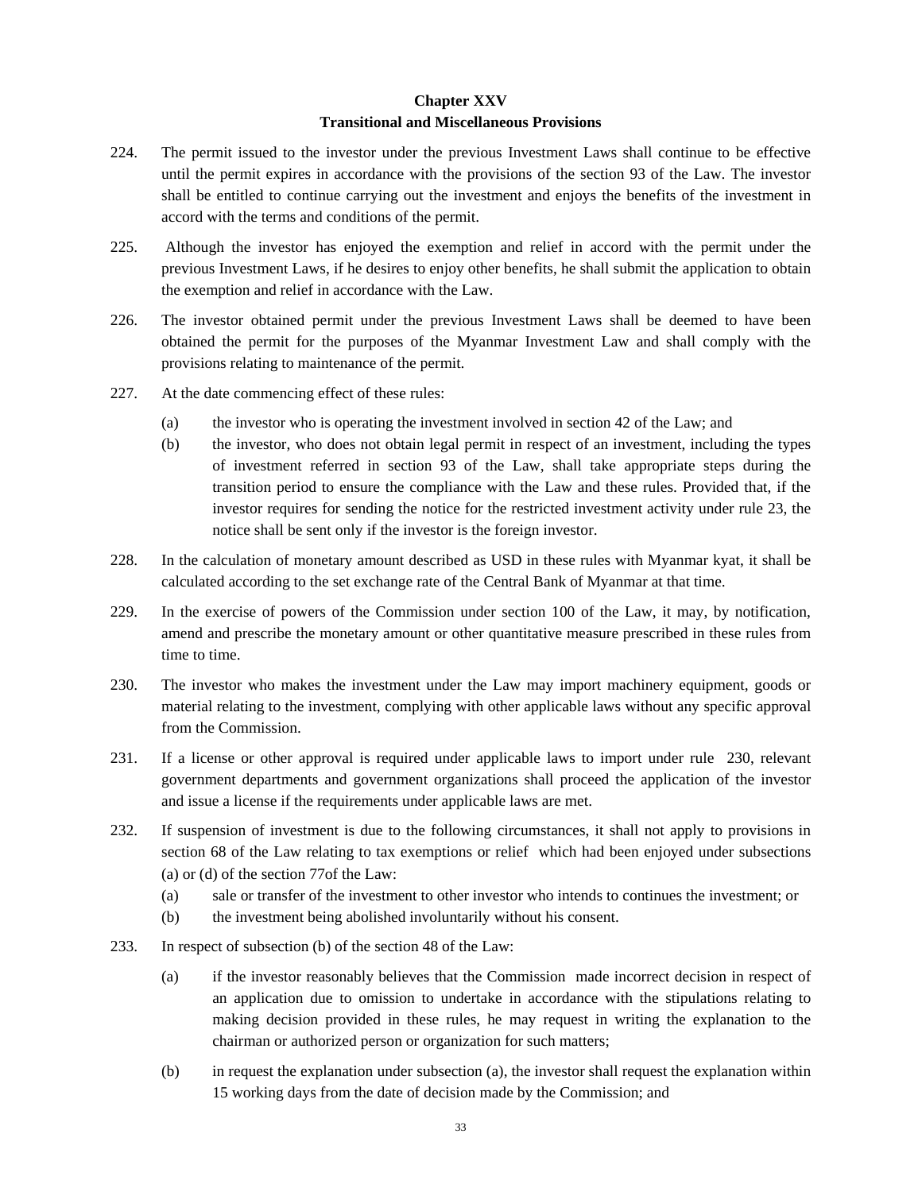## Chapter XXV
## Transitional and Miscellaneous Provisions

224. The permit issued to the investor under the previous Investment Laws shall continue to be effective until the permit expires in accordance with the provisions of the section 93 of the Law. The investor shall be entitled to continue carrying out the investment and enjoys the benefits of the investment in accord with the terms and conditions of the permit.

225. Although the investor has enjoyed the exemption and relief in accord with the permit under the previous Investment Laws, if he desires to enjoy other benefits, he shall submit the application to obtain the exemption and relief in accordance with the Law.

226. The investor obtained permit under the previous Investment Laws shall be deemed to have been obtained the permit for the purposes of the Myanmar Investment Law and shall comply with the provisions relating to maintenance of the permit.

227. At the date commencing effect of these rules:

    (a) the investor who is operating the investment involved in section 42 of the Law; and

    (b) the investor, who does not obtain legal permit in respect of an investment, including the types of investment referred in section 93 of the Law, shall take appropriate steps during the transition period to ensure the compliance with the Law and these rules. Provided that, if the investor requires for sending the notice for the restricted investment activity under rule 23, the notice shall be sent only if the investor is the foreign investor.

228. In the calculation of monetary amount described as USD in these rules with Myanmar kyat, it shall be calculated according to the set exchange rate of the Central Bank of Myanmar at that time.

229. In the exercise of powers of the Commission under section 100 of the Law, it may, by notification, amend and prescribe the monetary amount or other quantitative measure prescribed in these rules from time to time.

230. The investor who makes the investment under the Law may import machinery equipment, goods or material relating to the investment, complying with other applicable laws without any specific approval from the Commission.

231. If a license or other approval is required under applicable laws to import under rule 230, relevant government departments and government organizations shall proceed the application of the investor and issue a license if the requirements under applicable laws are met.

232. If suspension of investment is due to the following circumstances, it shall not apply to provisions in section 68 of the Law relating to tax exemptions or relief which had been enjoyed under subsections (a) or (d) of the section 77of the Law:

    (a) sale or transfer of the investment to other investor who intends to continues the investment; or

    (b) the investment being abolished involuntarily without his consent.

233. In respect of subsection (b) of the section 48 of the Law:

    (a) if the investor reasonably believes that the Commission made incorrect decision in respect of an application due to omission to undertake in accordance with the stipulations relating to making decision provided in these rules, he may request in writing the explanation to the chairman or authorized person or organization for such matters;

    (b) in request the explanation under subsection (a), the investor shall request the explanation within 15 working days from the date of decision made by the Commission; and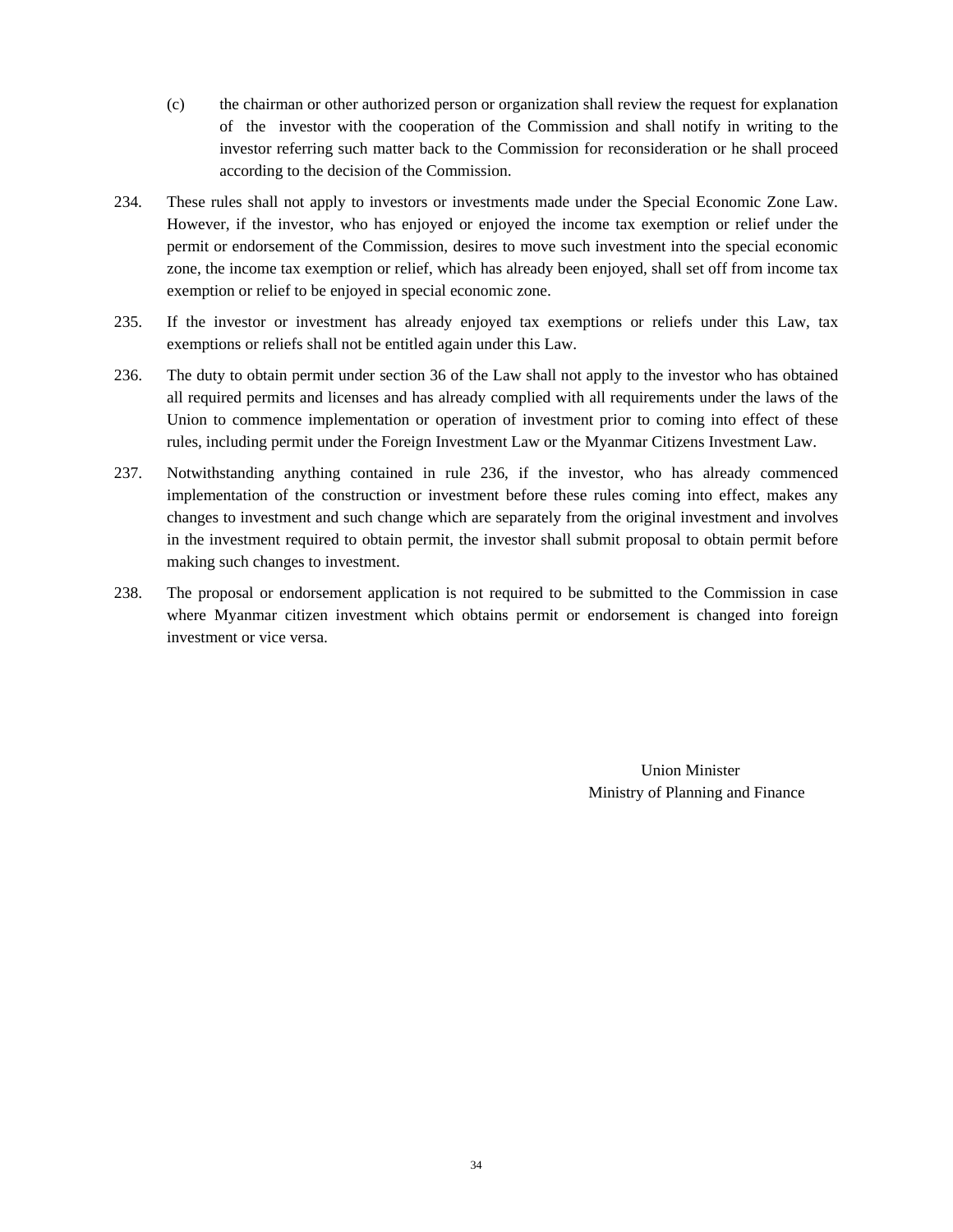(c) the chairman or other authorized person or organization shall review the request for explanation of the investor with the cooperation of the Commission and shall notify in writing to the investor referring such matter back to the Commission for reconsideration or he shall proceed according to the decision of the Commission.

234. These rules shall not apply to investors or investments made under the Special Economic Zone Law. However, if the investor, who has enjoyed or enjoyed the income tax exemption or relief under the permit or endorsement of the Commission, desires to move such investment into the special economic zone, the income tax exemption or relief, which has already been enjoyed, shall set off from income tax exemption or relief to be enjoyed in special economic zone.

235. If the investor or investment has already enjoyed tax exemptions or reliefs under this Law, tax exemptions or reliefs shall not be entitled again under this Law.

236. The duty to obtain permit under section 36 of the Law shall not apply to the investor who has obtained all required permits and licenses and has already complied with all requirements under the laws of the Union to commence implementation or operation of investment prior to coming into effect of these rules, including permit under the Foreign Investment Law or the Myanmar Citizens Investment Law.

237. Notwithstanding anything contained in rule 236, if the investor, who has already commenced implementation of the construction or investment before these rules coming into effect, makes any changes to investment and such change which are separately from the original investment and involves in the investment required to obtain permit, the investor shall submit proposal to obtain permit before making such changes to investment.

238. The proposal or endorsement application is not required to be submitted to the Commission in case where Myanmar citizen investment which obtains permit or endorsement is changed into foreign investment or vice versa.

Union Minister
Ministry of Planning and Finance